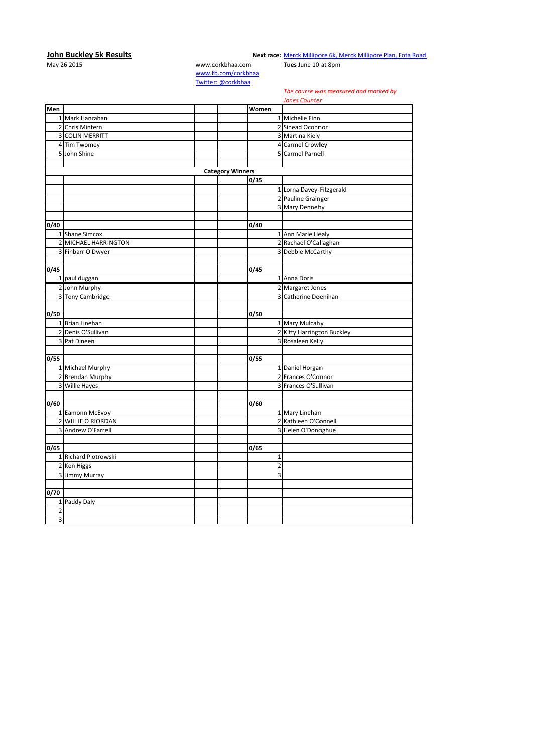**John Buckley 5k Results**

May 26 2015

www.corkbhaa.com
www.fb.com/corkbhaa
Twitter: @corkbhaa

**Next race:** Merck Millipore 6k, Merck Millipore Plan, Fota Road
**Tues** June 10 at 8pm

*The course was measured and marked by Jones Counter*

| Men | | | | Women | |
|---|---|---|---|---|---|
| 1 | Mark Hanrahan | | | 1 | Michelle Finn |
| 2 | Chris Mintern | | | 2 | Sinead Oconnor |
| 3 | COLIN MERRITT | | | 3 | Martina Kiely |
| 4 | Tim Twomey | | | 4 | Carmel Crowley |
| 5 | John Shine | | | 5 | Carmel Parnell |
| | | | | | |
| | | **Category Winners** | | | |
| | | | | 0/35 | |
| | | | | 1 | Lorna Davey-Fitzgerald |
| | | | | 2 | Pauline Grainger |
| | | | | 3 | Mary Dennehy |
| | | | | | |
| 0/40 | | | | 0/40 | |
| 1 | Shane Simcox | | | 1 | Ann Marie Healy |
| 2 | MICHAEL HARRINGTON | | | 2 | Rachael O'Callaghan |
| 3 | Finbarr O'Dwyer | | | 3 | Debbie McCarthy |
| | | | | | |
| 0/45 | | | | 0/45 | |
| 1 | paul duggan | | | 1 | Anna Doris |
| 2 | John Murphy | | | 2 | Margaret Jones |
| 3 | Tony Cambridge | | | 3 | Catherine Deenihan |
| | | | | | |
| 0/50 | | | | 0/50 | |
| 1 | Brian Linehan | | | 1 | Mary Mulcahy |
| 2 | Denis O'Sullivan | | | 2 | Kitty Harrington Buckley |
| 3 | Pat Dineen | | | 3 | Rosaleen Kelly |
| | | | | | |
| 0/55 | | | | 0/55 | |
| 1 | Michael Murphy | | | 1 | Daniel Horgan |
| 2 | Brendan Murphy | | | 2 | Frances O'Connor |
| 3 | Willie Hayes | | | 3 | Frances O'Sullivan |
| | | | | | |
| 0/60 | | | | 0/60 | |
| 1 | Eamonn McEvoy | | | 1 | Mary Linehan |
| 2 | WILLIE O RIORDAN | | | 2 | Kathleen O'Connell |
| 3 | Andrew O'Farrell | | | 3 | Helen O'Donoghue |
| | | | | | |
| 0/65 | | | | 0/65 | |
| 1 | Richard Piotrowski | | | 1 | |
| 2 | Ken Higgs | | | 2 | |
| 3 | Jimmy Murray | | | 3 | |
| | | | | | |
| 0/70 | | | | | |
| 1 | Paddy Daly | | | | |
| 2 | | | | | |
| 3 | | | | | |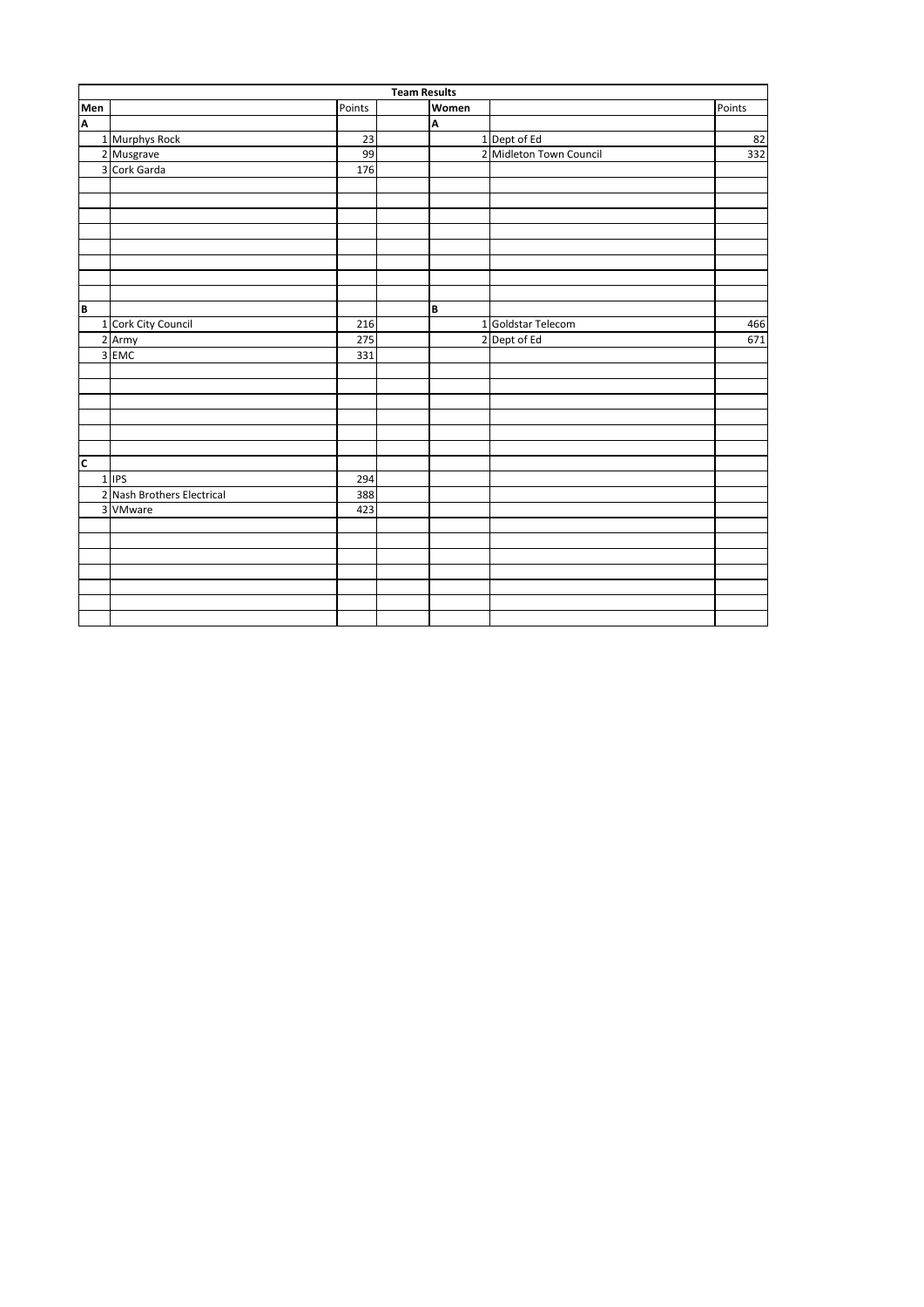## Team Results

| Men | | Points | | Women | | Points |
|---|---|---|---|---|---|---|
| A | | | | A | | |
| 1 | Murphys Rock | 23 | | 1 | Dept of Ed | 82 |
| 2 | Musgrave | 99 | | 2 | Midleton Town Council | 332 |
| 3 | Cork Garda | 176 | | | | |
| B | | | | B | | |
| 1 | Cork City Council | 216 | | 1 | Goldstar Telecom | 466 |
| 2 | Army | 275 | | 2 | Dept of Ed | 671 |
| 3 | EMC | 331 | | | | |
| C | | | | | | |
| 1 | IPS | 294 | | | | |
| 2 | Nash Brothers Electrical | 388 | | | | |
| 3 | VMware | 423 | | | | |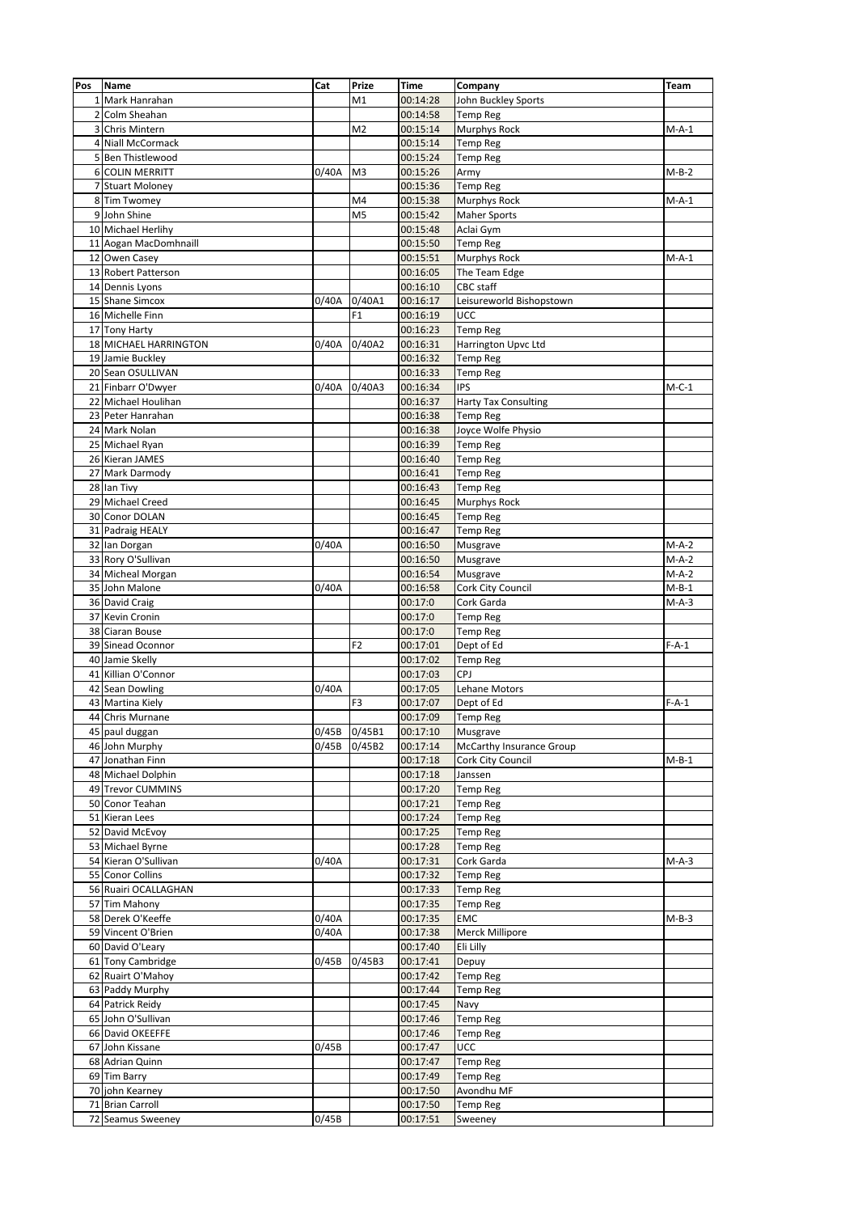| Pos | Name | Cat | Prize | Time | Company | Team |
|---|---|---|---|---|---|---|
| 1 | Mark Hanrahan | | M1 | 00:14:28 | John Buckley Sports | |
| 2 | Colm Sheahan | | | 00:14:58 | Temp Reg | |
| 3 | Chris Mintern | | M2 | 00:15:14 | Murphys Rock | M-A-1 |
| 4 | Niall McCormack | | | 00:15:14 | Temp Reg | |
| 5 | Ben Thistlewood | | | 00:15:24 | Temp Reg | |
| 6 | COLIN MERRITT | 0/40A | M3 | 00:15:26 | Army | M-B-2 |
| 7 | Stuart Moloney | | | 00:15:36 | Temp Reg | |
| 8 | Tim Twomey | | M4 | 00:15:38 | Murphys Rock | M-A-1 |
| 9 | John Shine | | M5 | 00:15:42 | Maher Sports | |
| 10 | Michael Herlihy | | | 00:15:48 | Aclai Gym | |
| 11 | Aogan MacDomhnaill | | | 00:15:50 | Temp Reg | |
| 12 | Owen Casey | | | 00:15:51 | Murphys Rock | M-A-1 |
| 13 | Robert Patterson | | | 00:16:05 | The Team Edge | |
| 14 | Dennis Lyons | | | 00:16:10 | CBC staff | |
| 15 | Shane Simcox | 0/40A | 0/40A1 | 00:16:17 | Leisureworld Bishopstown | |
| 16 | Michelle Finn | | F1 | 00:16:19 | UCC | |
| 17 | Tony Harty | | | 00:16:23 | Temp Reg | |
| 18 | MICHAEL HARRINGTON | 0/40A | 0/40A2 | 00:16:31 | Harrington Upvc Ltd | |
| 19 | Jamie Buckley | | | 00:16:32 | Temp Reg | |
| 20 | Sean OSULLIVAN | | | 00:16:33 | Temp Reg | |
| 21 | Finbarr O'Dwyer | 0/40A | 0/40A3 | 00:16:34 | IPS | M-C-1 |
| 22 | Michael Houlihan | | | 00:16:37 | Harty Tax Consulting | |
| 23 | Peter Hanrahan | | | 00:16:38 | Temp Reg | |
| 24 | Mark Nolan | | | 00:16:38 | Joyce Wolfe Physio | |
| 25 | Michael Ryan | | | 00:16:39 | Temp Reg | |
| 26 | Kieran JAMES | | | 00:16:40 | Temp Reg | |
| 27 | Mark Darmody | | | 00:16:41 | Temp Reg | |
| 28 | Ian Tivy | | | 00:16:43 | Temp Reg | |
| 29 | Michael Creed | | | 00:16:45 | Murphys Rock | |
| 30 | Conor DOLAN | | | 00:16:45 | Temp Reg | |
| 31 | Padraig HEALY | | | 00:16:47 | Temp Reg | |
| 32 | Ian Dorgan | 0/40A | | 00:16:50 | Musgrave | M-A-2 |
| 33 | Rory O'Sullivan | | | 00:16:50 | Musgrave | M-A-2 |
| 34 | Micheal Morgan | | | 00:16:54 | Musgrave | M-A-2 |
| 35 | John Malone | 0/40A | | 00:16:58 | Cork City Council | M-B-1 |
| 36 | David Craig | | | 00:17:0 | Cork Garda | M-A-3 |
| 37 | Kevin Cronin | | | 00:17:0 | Temp Reg | |
| 38 | Ciaran Bouse | | | 00:17:0 | Temp Reg | |
| 39 | Sinead Oconnor | | F2 | 00:17:01 | Dept of Ed | F-A-1 |
| 40 | Jamie Skelly | | | 00:17:02 | Temp Reg | |
| 41 | Killian O'Connor | | | 00:17:03 | CPJ | |
| 42 | Sean Dowling | 0/40A | | 00:17:05 | Lehane Motors | |
| 43 | Martina Kiely | | F3 | 00:17:07 | Dept of Ed | F-A-1 |
| 44 | Chris Murnane | | | 00:17:09 | Temp Reg | |
| 45 | paul duggan | 0/45B | 0/45B1 | 00:17:10 | Musgrave | |
| 46 | John Murphy | 0/45B | 0/45B2 | 00:17:14 | McCarthy Insurance Group | |
| 47 | Jonathan Finn | | | 00:17:18 | Cork City Council | M-B-1 |
| 48 | Michael Dolphin | | | 00:17:18 | Janssen | |
| 49 | Trevor CUMMINS | | | 00:17:20 | Temp Reg | |
| 50 | Conor Teahan | | | 00:17:21 | Temp Reg | |
| 51 | Kieran Lees | | | 00:17:24 | Temp Reg | |
| 52 | David McEvoy | | | 00:17:25 | Temp Reg | |
| 53 | Michael Byrne | | | 00:17:28 | Temp Reg | |
| 54 | Kieran O'Sullivan | 0/40A | | 00:17:31 | Cork Garda | M-A-3 |
| 55 | Conor Collins | | | 00:17:32 | Temp Reg | |
| 56 | Ruairi OCALLAGHAN | | | 00:17:33 | Temp Reg | |
| 57 | Tim Mahony | | | 00:17:35 | Temp Reg | |
| 58 | Derek O'Keeffe | 0/40A | | 00:17:35 | EMC | M-B-3 |
| 59 | Vincent O'Brien | 0/40A | | 00:17:38 | Merck Millipore | |
| 60 | David O'Leary | | | 00:17:40 | Eli Lilly | |
| 61 | Tony Cambridge | 0/45B | 0/45B3 | 00:17:41 | Depuy | |
| 62 | Ruairt O'Mahoy | | | 00:17:42 | Temp Reg | |
| 63 | Paddy Murphy | | | 00:17:44 | Temp Reg | |
| 64 | Patrick Reidy | | | 00:17:45 | Navy | |
| 65 | John O'Sullivan | | | 00:17:46 | Temp Reg | |
| 66 | David OKEEFFE | | | 00:17:46 | Temp Reg | |
| 67 | John Kissane | 0/45B | | 00:17:47 | UCC | |
| 68 | Adrian Quinn | | | 00:17:47 | Temp Reg | |
| 69 | Tim Barry | | | 00:17:49 | Temp Reg | |
| 70 | john Kearney | | | 00:17:50 | Avondhu MF | |
| 71 | Brian Carroll | | | 00:17:50 | Temp Reg | |
| 72 | Seamus Sweeney | 0/45B | | 00:17:51 | Sweeney | |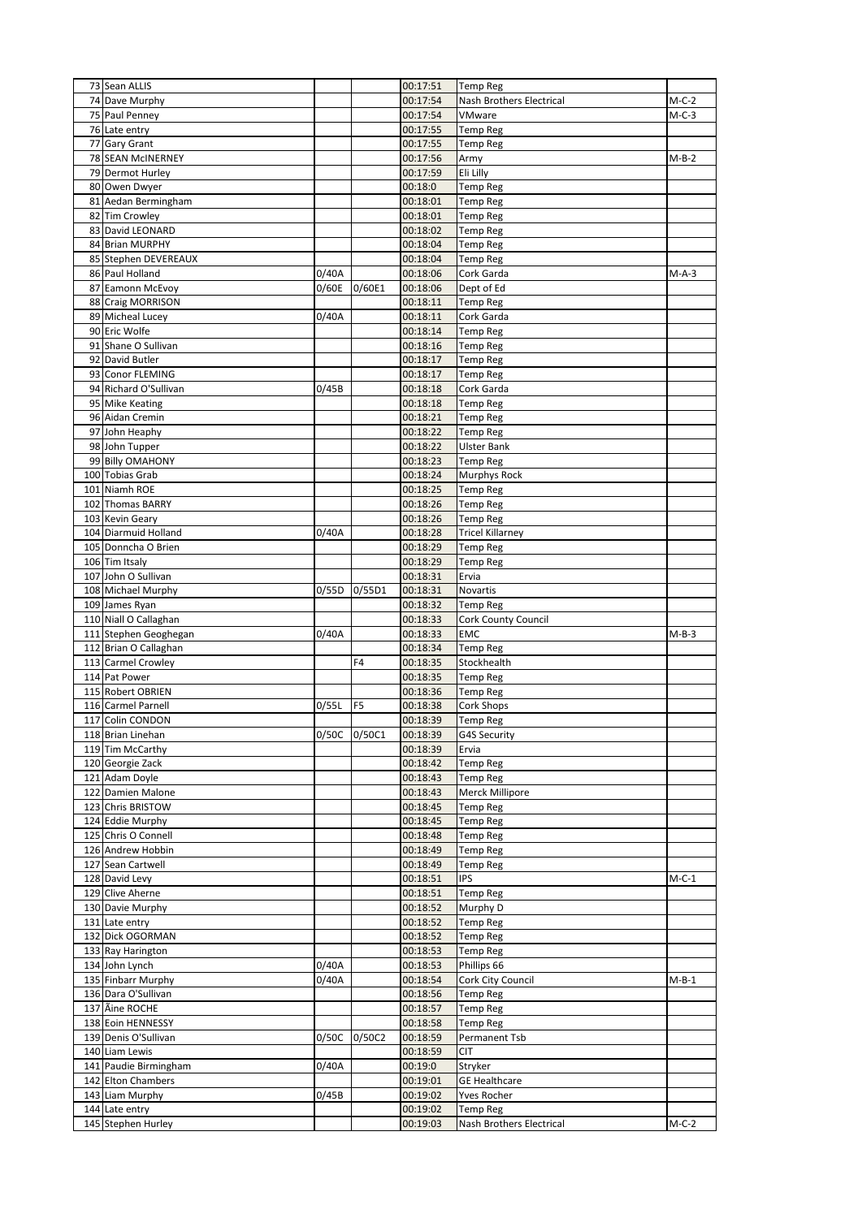| | | | | | | |
|---|---|---|---|---|---|---|
| 73 | Sean ALLIS | | | 00:17:51 | Temp Reg | |
| 74 | Dave Murphy | | | 00:17:54 | Nash Brothers Electrical | M-C-2 |
| 75 | Paul Penney | | | 00:17:54 | VMware | M-C-3 |
| 76 | Late entry | | | 00:17:55 | Temp Reg | |
| 77 | Gary Grant | | | 00:17:55 | Temp Reg | |
| 78 | SEAN McINERNEY | | | 00:17:56 | Army | M-B-2 |
| 79 | Dermot Hurley | | | 00:17:59 | Eli Lilly | |
| 80 | Owen Dwyer | | | 00:18:0 | Temp Reg | |
| 81 | Aedan Bermingham | | | 00:18:01 | Temp Reg | |
| 82 | Tim Crowley | | | 00:18:01 | Temp Reg | |
| 83 | David LEONARD | | | 00:18:02 | Temp Reg | |
| 84 | Brian MURPHY | | | 00:18:04 | Temp Reg | |
| 85 | Stephen DEVEREAUX | | | 00:18:04 | Temp Reg | |
| 86 | Paul Holland | 0/40A | | 00:18:06 | Cork Garda | M-A-3 |
| 87 | Eamonn McEvoy | 0/60E | 0/60E1 | 00:18:06 | Dept of Ed | |
| 88 | Craig MORRISON | | | 00:18:11 | Temp Reg | |
| 89 | Micheal Lucey | 0/40A | | 00:18:11 | Cork Garda | |
| 90 | Eric Wolfe | | | 00:18:14 | Temp Reg | |
| 91 | Shane O Sullivan | | | 00:18:16 | Temp Reg | |
| 92 | David Butler | | | 00:18:17 | Temp Reg | |
| 93 | Conor FLEMING | | | 00:18:17 | Temp Reg | |
| 94 | Richard O'Sullivan | 0/45B | | 00:18:18 | Cork Garda | |
| 95 | Mike Keating | | | 00:18:18 | Temp Reg | |
| 96 | Aidan Cremin | | | 00:18:21 | Temp Reg | |
| 97 | John Heaphy | | | 00:18:22 | Temp Reg | |
| 98 | John Tupper | | | 00:18:22 | Ulster Bank | |
| 99 | Billy OMAHONY | | | 00:18:23 | Temp Reg | |
| 100 | Tobias Grab | | | 00:18:24 | Murphys Rock | |
| 101 | Niamh ROE | | | 00:18:25 | Temp Reg | |
| 102 | Thomas BARRY | | | 00:18:26 | Temp Reg | |
| 103 | Kevin Geary | | | 00:18:26 | Temp Reg | |
| 104 | Diarmuid Holland | 0/40A | | 00:18:28 | Tricel Killarney | |
| 105 | Donncha O Brien | | | 00:18:29 | Temp Reg | |
| 106 | Tim Itsaly | | | 00:18:29 | Temp Reg | |
| 107 | John O Sullivan | | | 00:18:31 | Ervia | |
| 108 | Michael Murphy | 0/55D | 0/55D1 | 00:18:31 | Novartis | |
| 109 | James Ryan | | | 00:18:32 | Temp Reg | |
| 110 | Niall O Callaghan | | | 00:18:33 | Cork County Council | |
| 111 | Stephen Geoghegan | 0/40A | | 00:18:33 | EMC | M-B-3 |
| 112 | Brian O Callaghan | | | 00:18:34 | Temp Reg | |
| 113 | Carmel Crowley | | F4 | 00:18:35 | Stockhealth | |
| 114 | Pat Power | | | 00:18:35 | Temp Reg | |
| 115 | Robert OBRIEN | | | 00:18:36 | Temp Reg | |
| 116 | Carmel Parnell | 0/55L | F5 | 00:18:38 | Cork Shops | |
| 117 | Colin CONDON | | | 00:18:39 | Temp Reg | |
| 118 | Brian Linehan | 0/50C | 0/50C1 | 00:18:39 | G4S Security | |
| 119 | Tim McCarthy | | | 00:18:39 | Ervia | |
| 120 | Georgie Zack | | | 00:18:42 | Temp Reg | |
| 121 | Adam Doyle | | | 00:18:43 | Temp Reg | |
| 122 | Damien Malone | | | 00:18:43 | Merck Millipore | |
| 123 | Chris BRISTOW | | | 00:18:45 | Temp Reg | |
| 124 | Eddie Murphy | | | 00:18:45 | Temp Reg | |
| 125 | Chris O Connell | | | 00:18:48 | Temp Reg | |
| 126 | Andrew Hobbin | | | 00:18:49 | Temp Reg | |
| 127 | Sean Cartwell | | | 00:18:49 | Temp Reg | |
| 128 | David Levy | | | 00:18:51 | IPS | M-C-1 |
| 129 | Clive Aherne | | | 00:18:51 | Temp Reg | |
| 130 | Davie Murphy | | | 00:18:52 | Murphy D | |
| 131 | Late entry | | | 00:18:52 | Temp Reg | |
| 132 | Dick OGORMAN | | | 00:18:52 | Temp Reg | |
| 133 | Ray Harington | | | 00:18:53 | Temp Reg | |
| 134 | John Lynch | 0/40A | | 00:18:53 | Phillips 66 | |
| 135 | Finbarr Murphy | 0/40A | | 00:18:54 | Cork City Council | M-B-1 |
| 136 | Dara O'Sullivan | | | 00:18:56 | Temp Reg | |
| 137 | Ãine ROCHE | | | 00:18:57 | Temp Reg | |
| 138 | Eoin HENNESSY | | | 00:18:58 | Temp Reg | |
| 139 | Denis O'Sullivan | 0/50C | 0/50C2 | 00:18:59 | Permanent Tsb | |
| 140 | Liam Lewis | | | 00:18:59 | CIT | |
| 141 | Paudie Birmingham | 0/40A | | 00:19:0 | Stryker | |
| 142 | Elton Chambers | | | 00:19:01 | GE Healthcare | |
| 143 | Liam Murphy | 0/45B | | 00:19:02 | Yves Rocher | |
| 144 | Late entry | | | 00:19:02 | Temp Reg | |
| 145 | Stephen Hurley | | | 00:19:03 | Nash Brothers Electrical | M-C-2 |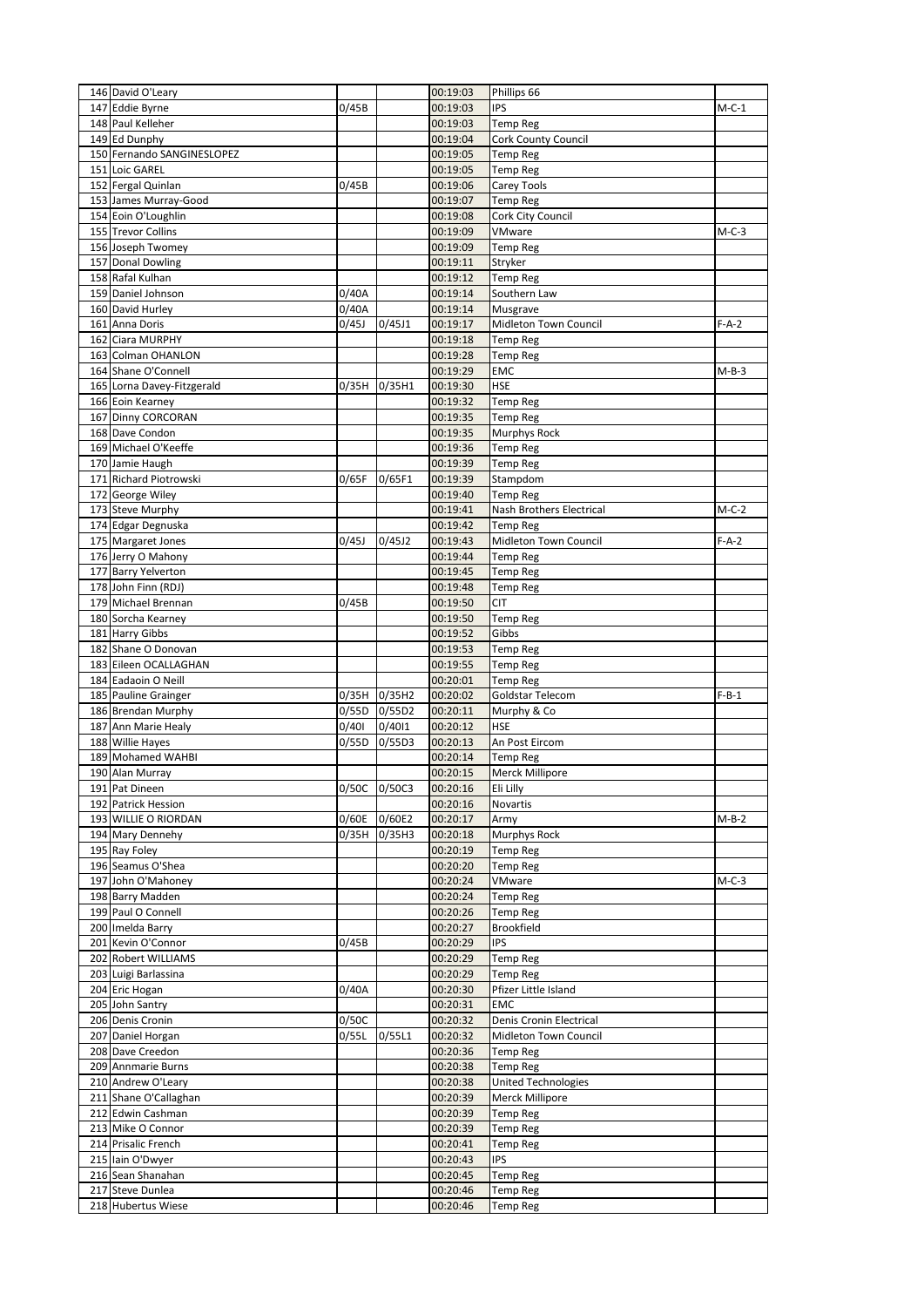| | | | | | | |
|---|---|---|---|---|---|---|
| 146 | David O'Leary | | | 00:19:03 | Phillips 66 | |
| 147 | Eddie Byrne | 0/45B | | 00:19:03 | IPS | M-C-1 |
| 148 | Paul Kelleher | | | 00:19:03 | Temp Reg | |
| 149 | Ed Dunphy | | | 00:19:04 | Cork County Council | |
| 150 | Fernando SANGINESLOPEZ | | | 00:19:05 | Temp Reg | |
| 151 | Loic GAREL | | | 00:19:05 | Temp Reg | |
| 152 | Fergal Quinlan | 0/45B | | 00:19:06 | Carey Tools | |
| 153 | James Murray-Good | | | 00:19:07 | Temp Reg | |
| 154 | Eoin O'Loughlin | | | 00:19:08 | Cork City Council | |
| 155 | Trevor Collins | | | 00:19:09 | VMware | M-C-3 |
| 156 | Joseph Twomey | | | 00:19:09 | Temp Reg | |
| 157 | Donal Dowling | | | 00:19:11 | Stryker | |
| 158 | Rafal Kulhan | | | 00:19:12 | Temp Reg | |
| 159 | Daniel Johnson | 0/40A | | 00:19:14 | Southern Law | |
| 160 | David Hurley | 0/40A | | 00:19:14 | Musgrave | |
| 161 | Anna Doris | 0/45J | 0/45J1 | 00:19:17 | Midleton Town Council | F-A-2 |
| 162 | Ciara MURPHY | | | 00:19:18 | Temp Reg | |
| 163 | Colman OHANLON | | | 00:19:28 | Temp Reg | |
| 164 | Shane O'Connell | | | 00:19:29 | EMC | M-B-3 |
| 165 | Lorna Davey-Fitzgerald | 0/35H | 0/35H1 | 00:19:30 | HSE | |
| 166 | Eoin Kearney | | | 00:19:32 | Temp Reg | |
| 167 | Dinny CORCORAN | | | 00:19:35 | Temp Reg | |
| 168 | Dave Condon | | | 00:19:35 | Murphys Rock | |
| 169 | Michael O'Keeffe | | | 00:19:36 | Temp Reg | |
| 170 | Jamie Haugh | | | 00:19:39 | Temp Reg | |
| 171 | Richard Piotrowski | 0/65F | 0/65F1 | 00:19:39 | Stampdom | |
| 172 | George Wiley | | | 00:19:40 | Temp Reg | |
| 173 | Steve Murphy | | | 00:19:41 | Nash Brothers Electrical | M-C-2 |
| 174 | Edgar Degnuska | | | 00:19:42 | Temp Reg | |
| 175 | Margaret Jones | 0/45J | 0/45J2 | 00:19:43 | Midleton Town Council | F-A-2 |
| 176 | Jerry O Mahony | | | 00:19:44 | Temp Reg | |
| 177 | Barry Yelverton | | | 00:19:45 | Temp Reg | |
| 178 | John Finn (RDJ) | | | 00:19:48 | Temp Reg | |
| 179 | Michael Brennan | 0/45B | | 00:19:50 | CIT | |
| 180 | Sorcha Kearney | | | 00:19:50 | Temp Reg | |
| 181 | Harry Gibbs | | | 00:19:52 | Gibbs | |
| 182 | Shane O Donovan | | | 00:19:53 | Temp Reg | |
| 183 | Eileen OCALLAGHAN | | | 00:19:55 | Temp Reg | |
| 184 | Eadaoin O Neill | | | 00:20:01 | Temp Reg | |
| 185 | Pauline Grainger | 0/35H | 0/35H2 | 00:20:02 | Goldstar Telecom | F-B-1 |
| 186 | Brendan Murphy | 0/55D | 0/55D2 | 00:20:11 | Murphy & Co | |
| 187 | Ann Marie Healy | 0/40I | 0/40I1 | 00:20:12 | HSE | |
| 188 | Willie Hayes | 0/55D | 0/55D3 | 00:20:13 | An Post Eircom | |
| 189 | Mohamed WAHBI | | | 00:20:14 | Temp Reg | |
| 190 | Alan Murray | | | 00:20:15 | Merck Millipore | |
| 191 | Pat Dineen | 0/50C | 0/50C3 | 00:20:16 | Eli Lilly | |
| 192 | Patrick Hession | | | 00:20:16 | Novartis | |
| 193 | WILLIE O RIORDAN | 0/60E | 0/60E2 | 00:20:17 | Army | M-B-2 |
| 194 | Mary Dennehy | 0/35H | 0/35H3 | 00:20:18 | Murphys Rock | |
| 195 | Ray Foley | | | 00:20:19 | Temp Reg | |
| 196 | Seamus O'Shea | | | 00:20:20 | Temp Reg | |
| 197 | John O'Mahoney | | | 00:20:24 | VMware | M-C-3 |
| 198 | Barry Madden | | | 00:20:24 | Temp Reg | |
| 199 | Paul O Connell | | | 00:20:26 | Temp Reg | |
| 200 | Imelda Barry | | | 00:20:27 | Brookfield | |
| 201 | Kevin O'Connor | 0/45B | | 00:20:29 | IPS | |
| 202 | Robert WILLIAMS | | | 00:20:29 | Temp Reg | |
| 203 | Luigi Barlassina | | | 00:20:29 | Temp Reg | |
| 204 | Eric Hogan | 0/40A | | 00:20:30 | Pfizer Little Island | |
| 205 | John Santry | | | 00:20:31 | EMC | |
| 206 | Denis Cronin | 0/50C | | 00:20:32 | Denis Cronin Electrical | |
| 207 | Daniel Horgan | 0/55L | 0/55L1 | 00:20:32 | Midleton Town Council | |
| 208 | Dave Creedon | | | 00:20:36 | Temp Reg | |
| 209 | Annmarie Burns | | | 00:20:38 | Temp Reg | |
| 210 | Andrew O'Leary | | | 00:20:38 | United Technologies | |
| 211 | Shane O'Callaghan | | | 00:20:39 | Merck Millipore | |
| 212 | Edwin Cashman | | | 00:20:39 | Temp Reg | |
| 213 | Mike O Connor | | | 00:20:39 | Temp Reg | |
| 214 | Prisalic French | | | 00:20:41 | Temp Reg | |
| 215 | Iain O'Dwyer | | | 00:20:43 | IPS | |
| 216 | Sean Shanahan | | | 00:20:45 | Temp Reg | |
| 217 | Steve Dunlea | | | 00:20:46 | Temp Reg | |
| 218 | Hubertus Wiese | | | 00:20:46 | Temp Reg | |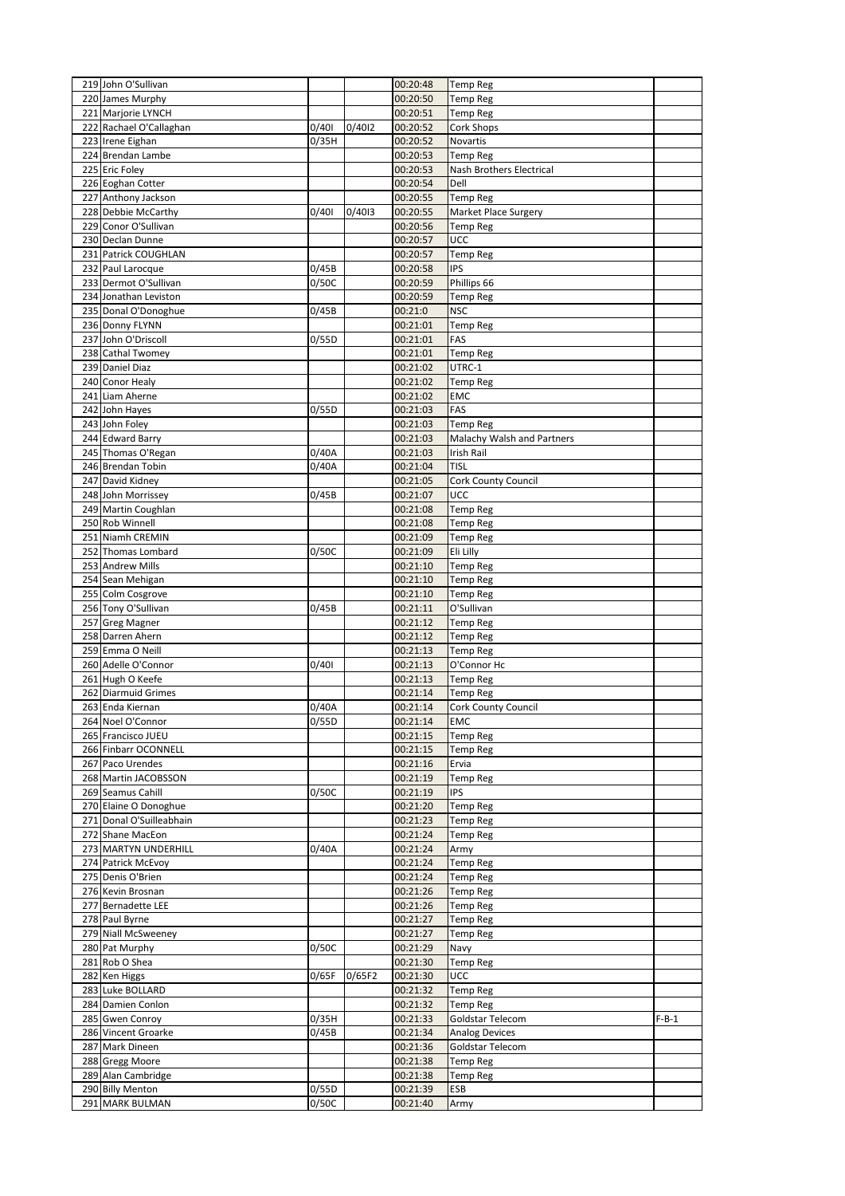| | | | | | | |
|---|---|---|---|---|---|---|
| 219 | John O'Sullivan | | | 00:20:48 | Temp Reg | |
| 220 | James Murphy | | | 00:20:50 | Temp Reg | |
| 221 | Marjorie LYNCH | | | 00:20:51 | Temp Reg | |
| 222 | Rachael O'Callaghan | 0/40I | 0/40I2 | 00:20:52 | Cork Shops | |
| 223 | Irene Eighan | 0/35H | | 00:20:52 | Novartis | |
| 224 | Brendan Lambe | | | 00:20:53 | Temp Reg | |
| 225 | Eric Foley | | | 00:20:53 | Nash Brothers Electrical | |
| 226 | Eoghan Cotter | | | 00:20:54 | Dell | |
| 227 | Anthony Jackson | | | 00:20:55 | Temp Reg | |
| 228 | Debbie McCarthy | 0/40I | 0/40I3 | 00:20:55 | Market Place Surgery | |
| 229 | Conor O'Sullivan | | | 00:20:56 | Temp Reg | |
| 230 | Declan Dunne | | | 00:20:57 | UCC | |
| 231 | Patrick COUGHLAN | | | 00:20:57 | Temp Reg | |
| 232 | Paul Larocque | 0/45B | | 00:20:58 | IPS | |
| 233 | Dermot O'Sullivan | 0/50C | | 00:20:59 | Phillips 66 | |
| 234 | Jonathan Leviston | | | 00:20:59 | Temp Reg | |
| 235 | Donal O'Donoghue | 0/45B | | 00:21:0 | NSC | |
| 236 | Donny FLYNN | | | 00:21:01 | Temp Reg | |
| 237 | John O'Driscoll | 0/55D | | 00:21:01 | FAS | |
| 238 | Cathal Twomey | | | 00:21:01 | Temp Reg | |
| 239 | Daniel Diaz | | | 00:21:02 | UTRC-1 | |
| 240 | Conor Healy | | | 00:21:02 | Temp Reg | |
| 241 | Liam Aherne | | | 00:21:02 | EMC | |
| 242 | John Hayes | 0/55D | | 00:21:03 | FAS | |
| 243 | John Foley | | | 00:21:03 | Temp Reg | |
| 244 | Edward Barry | | | 00:21:03 | Malachy Walsh and Partners | |
| 245 | Thomas O'Regan | 0/40A | | 00:21:03 | Irish Rail | |
| 246 | Brendan Tobin | 0/40A | | 00:21:04 | TISL | |
| 247 | David Kidney | | | 00:21:05 | Cork County Council | |
| 248 | John Morrissey | 0/45B | | 00:21:07 | UCC | |
| 249 | Martin Coughlan | | | 00:21:08 | Temp Reg | |
| 250 | Rob Winnell | | | 00:21:08 | Temp Reg | |
| 251 | Niamh CREMIN | | | 00:21:09 | Temp Reg | |
| 252 | Thomas Lombard | 0/50C | | 00:21:09 | Eli Lilly | |
| 253 | Andrew Mills | | | 00:21:10 | Temp Reg | |
| 254 | Sean Mehigan | | | 00:21:10 | Temp Reg | |
| 255 | Colm Cosgrove | | | 00:21:10 | Temp Reg | |
| 256 | Tony O'Sullivan | 0/45B | | 00:21:11 | O'Sullivan | |
| 257 | Greg Magner | | | 00:21:12 | Temp Reg | |
| 258 | Darren Ahern | | | 00:21:12 | Temp Reg | |
| 259 | Emma O Neill | | | 00:21:13 | Temp Reg | |
| 260 | Adelle O'Connor | 0/40I | | 00:21:13 | O'Connor Hc | |
| 261 | Hugh O Keefe | | | 00:21:13 | Temp Reg | |
| 262 | Diarmuid Grimes | | | 00:21:14 | Temp Reg | |
| 263 | Enda Kiernan | 0/40A | | 00:21:14 | Cork County Council | |
| 264 | Noel O'Connor | 0/55D | | 00:21:14 | EMC | |
| 265 | Francisco JUEU | | | 00:21:15 | Temp Reg | |
| 266 | Finbarr OCONNELL | | | 00:21:15 | Temp Reg | |
| 267 | Paco Urendes | | | 00:21:16 | Ervia | |
| 268 | Martin JACOBSSON | | | 00:21:19 | Temp Reg | |
| 269 | Seamus Cahill | 0/50C | | 00:21:19 | IPS | |
| 270 | Elaine O Donoghue | | | 00:21:20 | Temp Reg | |
| 271 | Donal O'Suilleabhain | | | 00:21:23 | Temp Reg | |
| 272 | Shane MacEon | | | 00:21:24 | Temp Reg | |
| 273 | MARTYN UNDERHILL | 0/40A | | 00:21:24 | Army | |
| 274 | Patrick McEvoy | | | 00:21:24 | Temp Reg | |
| 275 | Denis O'Brien | | | 00:21:24 | Temp Reg | |
| 276 | Kevin Brosnan | | | 00:21:26 | Temp Reg | |
| 277 | Bernadette LEE | | | 00:21:26 | Temp Reg | |
| 278 | Paul Byrne | | | 00:21:27 | Temp Reg | |
| 279 | Niall McSweeney | | | 00:21:27 | Temp Reg | |
| 280 | Pat Murphy | 0/50C | | 00:21:29 | Navy | |
| 281 | Rob O Shea | | | 00:21:30 | Temp Reg | |
| 282 | Ken Higgs | 0/65F | 0/65F2 | 00:21:30 | UCC | |
| 283 | Luke BOLLARD | | | 00:21:32 | Temp Reg | |
| 284 | Damien Conlon | | | 00:21:32 | Temp Reg | |
| 285 | Gwen Conroy | 0/35H | | 00:21:33 | Goldstar Telecom | F-B-1 |
| 286 | Vincent Groarke | 0/45B | | 00:21:34 | Analog Devices | |
| 287 | Mark Dineen | | | 00:21:36 | Goldstar Telecom | |
| 288 | Gregg Moore | | | 00:21:38 | Temp Reg | |
| 289 | Alan Cambridge | | | 00:21:38 | Temp Reg | |
| 290 | Billy Menton | 0/55D | | 00:21:39 | ESB | |
| 291 | MARK BULMAN | 0/50C | | 00:21:40 | Army | |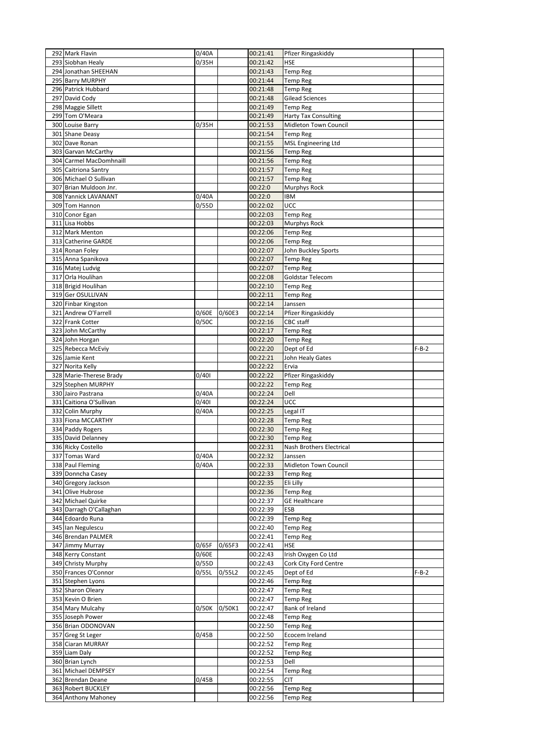| | | | | | | |
|---|---|---|---|---|---|---|
| 292 | Mark Flavin | 0/40A | | 00:21:41 | Pfizer Ringaskiddy | |
| 293 | Siobhan Healy | 0/35H | | 00:21:42 | HSE | |
| 294 | Jonathan SHEEHAN | | | 00:21:43 | Temp Reg | |
| 295 | Barry MURPHY | | | 00:21:44 | Temp Reg | |
| 296 | Patrick Hubbard | | | 00:21:48 | Temp Reg | |
| 297 | David Cody | | | 00:21:48 | Gilead Sciences | |
| 298 | Maggie Sillett | | | 00:21:49 | Temp Reg | |
| 299 | Tom O'Meara | | | 00:21:49 | Harty Tax Consulting | |
| 300 | Louise Barry | 0/35H | | 00:21:53 | Midleton Town Council | |
| 301 | Shane Deasy | | | 00:21:54 | Temp Reg | |
| 302 | Dave Ronan | | | 00:21:55 | MSL Engineering Ltd | |
| 303 | Garvan McCarthy | | | 00:21:56 | Temp Reg | |
| 304 | Carmel MacDomhnaill | | | 00:21:56 | Temp Reg | |
| 305 | Caitriona Santry | | | 00:21:57 | Temp Reg | |
| 306 | Michael O Sullivan | | | 00:21:57 | Temp Reg | |
| 307 | Brian Muldoon Jnr. | | | 00:22:0 | Murphys Rock | |
| 308 | Yannick LAVANANT | 0/40A | | 00:22:0 | IBM | |
| 309 | Tom Hannon | 0/55D | | 00:22:02 | UCC | |
| 310 | Conor Egan | | | 00:22:03 | Temp Reg | |
| 311 | Lisa Hobbs | | | 00:22:03 | Murphys Rock | |
| 312 | Mark Menton | | | 00:22:06 | Temp Reg | |
| 313 | Catherine GARDE | | | 00:22:06 | Temp Reg | |
| 314 | Ronan Foley | | | 00:22:07 | John Buckley Sports | |
| 315 | Anna Spanikova | | | 00:22:07 | Temp Reg | |
| 316 | Matej Ludvig | | | 00:22:07 | Temp Reg | |
| 317 | Orla Houlihan | | | 00:22:08 | Goldstar Telecom | |
| 318 | Brigid Houlihan | | | 00:22:10 | Temp Reg | |
| 319 | Ger OSULLIVAN | | | 00:22:11 | Temp Reg | |
| 320 | Finbar Kingston | | | 00:22:14 | Janssen | |
| 321 | Andrew O'Farrell | 0/60E | 0/60E3 | 00:22:14 | Pfizer Ringaskiddy | |
| 322 | Frank Cotter | 0/50C | | 00:22:16 | CBC staff | |
| 323 | John McCarthy | | | 00:22:17 | Temp Reg | |
| 324 | John Horgan | | | 00:22:20 | Temp Reg | |
| 325 | Rebecca McEviy | | | 00:22:20 | Dept of Ed | F-B-2 |
| 326 | Jamie Kent | | | 00:22:21 | John Healy Gates | |
| 327 | Norita Kelly | | | 00:22:22 | Ervia | |
| 328 | Marie-Therese Brady | 0/40I | | 00:22:22 | Pfizer Ringaskiddy | |
| 329 | Stephen MURPHY | | | 00:22:22 | Temp Reg | |
| 330 | Jairo Pastrana | 0/40A | | 00:22:24 | Dell | |
| 331 | Caitiona O'Sullivan | 0/40I | | 00:22:24 | UCC | |
| 332 | Colin Murphy | 0/40A | | 00:22:25 | Legal IT | |
| 333 | Fiona MCCARTHY | | | 00:22:28 | Temp Reg | |
| 334 | Paddy Rogers | | | 00:22:30 | Temp Reg | |
| 335 | David Delanney | | | 00:22:30 | Temp Reg | |
| 336 | Ricky Costello | | | 00:22:31 | Nash Brothers Electrical | |
| 337 | Tomas Ward | 0/40A | | 00:22:32 | Janssen | |
| 338 | Paul Fleming | 0/40A | | 00:22:33 | Midleton Town Council | |
| 339 | Donncha Casey | | | 00:22:33 | Temp Reg | |
| 340 | Gregory Jackson | | | 00:22:35 | Eli Lilly | |
| 341 | Olive Hubrose | | | 00:22:36 | Temp Reg | |
| 342 | Michael Quirke | | | 00:22:37 | GE Healthcare | |
| 343 | Darragh O'Callaghan | | | 00:22:39 | ESB | |
| 344 | Edoardo Runa | | | 00:22:39 | Temp Reg | |
| 345 | Ian Negulescu | | | 00:22:40 | Temp Reg | |
| 346 | Brendan PALMER | | | 00:22:41 | Temp Reg | |
| 347 | Jimmy Murray | 0/65F | 0/65F3 | 00:22:41 | HSE | |
| 348 | Kerry Constant | 0/60E | | 00:22:43 | Irish Oxygen Co Ltd | |
| 349 | Christy Murphy | 0/55D | | 00:22:43 | Cork City Ford Centre | |
| 350 | Frances O'Connor | 0/55L | 0/55L2 | 00:22:45 | Dept of Ed | F-B-2 |
| 351 | Stephen Lyons | | | 00:22:46 | Temp Reg | |
| 352 | Sharon Oleary | | | 00:22:47 | Temp Reg | |
| 353 | Kevin O Brien | | | 00:22:47 | Temp Reg | |
| 354 | Mary Mulcahy | 0/50K | 0/50K1 | 00:22:47 | Bank of Ireland | |
| 355 | Joseph Power | | | 00:22:48 | Temp Reg | |
| 356 | Brian ODONOVAN | | | 00:22:50 | Temp Reg | |
| 357 | Greg St Leger | 0/45B | | 00:22:50 | Ecocem Ireland | |
| 358 | Ciaran MURRAY | | | 00:22:52 | Temp Reg | |
| 359 | Liam Daly | | | 00:22:52 | Temp Reg | |
| 360 | Brian Lynch | | | 00:22:53 | Dell | |
| 361 | Michael DEMPSEY | | | 00:22:54 | Temp Reg | |
| 362 | Brendan Deane | 0/45B | | 00:22:55 | CIT | |
| 363 | Robert BUCKLEY | | | 00:22:56 | Temp Reg | |
| 364 | Anthony Mahoney | | | 00:22:56 | Temp Reg | |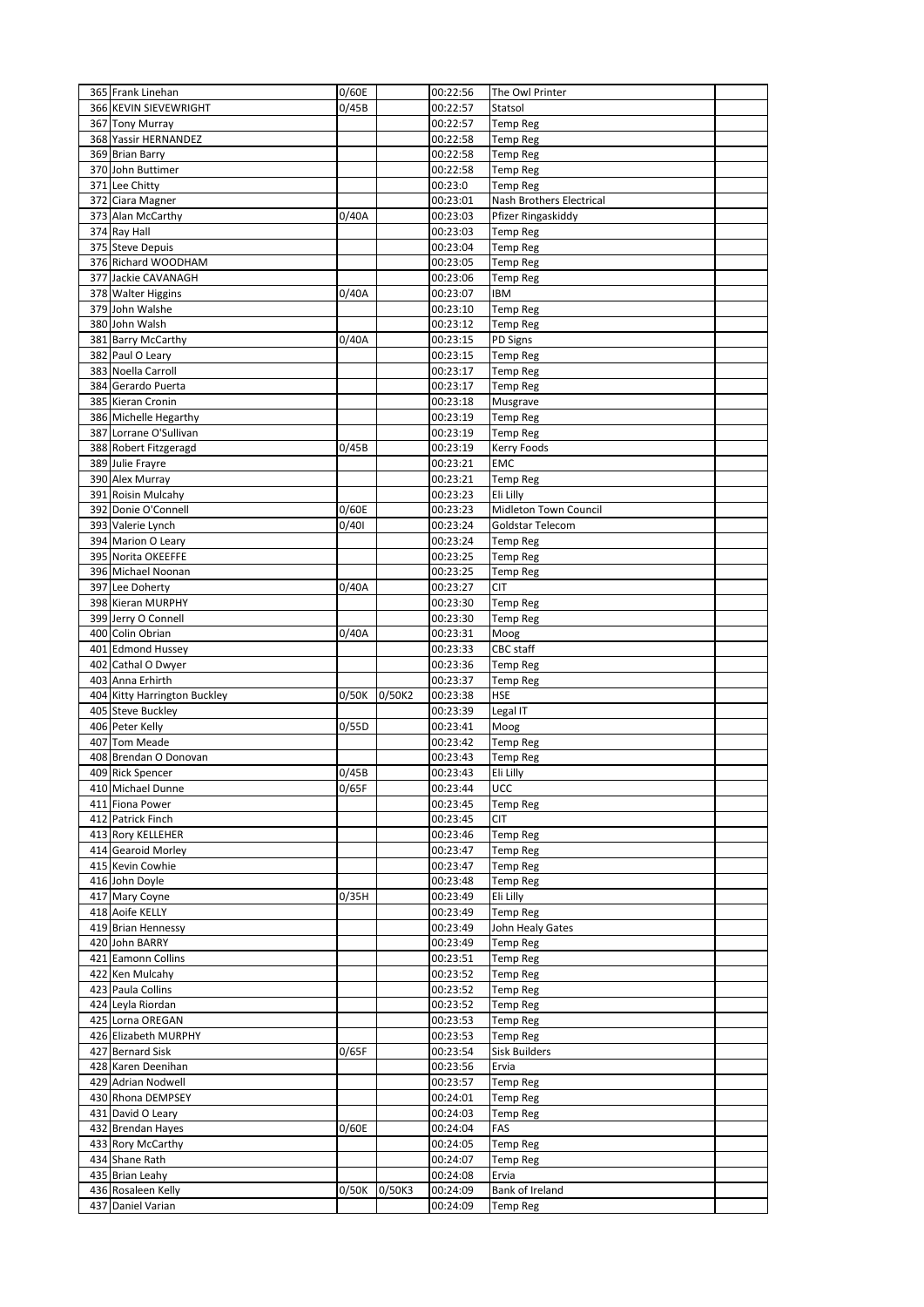| | | | | | | |
|---|---|---|---|---|---|---|
| 365 | Frank Linehan | 0/60E | | 00:22:56 | The Owl Printer | |
| 366 | KEVIN SIEVEWRIGHT | 0/45B | | 00:22:57 | Statsol | |
| 367 | Tony Murray | | | 00:22:57 | Temp Reg | |
| 368 | Yassir HERNANDEZ | | | 00:22:58 | Temp Reg | |
| 369 | Brian Barry | | | 00:22:58 | Temp Reg | |
| 370 | John Buttimer | | | 00:22:58 | Temp Reg | |
| 371 | Lee Chitty | | | 00:23:0 | Temp Reg | |
| 372 | Ciara Magner | | | 00:23:01 | Nash Brothers Electrical | |
| 373 | Alan McCarthy | 0/40A | | 00:23:03 | Pfizer Ringaskiddy | |
| 374 | Ray Hall | | | 00:23:03 | Temp Reg | |
| 375 | Steve Depuis | | | 00:23:04 | Temp Reg | |
| 376 | Richard WOODHAM | | | 00:23:05 | Temp Reg | |
| 377 | Jackie CAVANAGH | | | 00:23:06 | Temp Reg | |
| 378 | Walter Higgins | 0/40A | | 00:23:07 | IBM | |
| 379 | John Walshe | | | 00:23:10 | Temp Reg | |
| 380 | John Walsh | | | 00:23:12 | Temp Reg | |
| 381 | Barry McCarthy | 0/40A | | 00:23:15 | PD Signs | |
| 382 | Paul O Leary | | | 00:23:15 | Temp Reg | |
| 383 | Noella Carroll | | | 00:23:17 | Temp Reg | |
| 384 | Gerardo Puerta | | | 00:23:17 | Temp Reg | |
| 385 | Kieran Cronin | | | 00:23:18 | Musgrave | |
| 386 | Michelle Hegarthy | | | 00:23:19 | Temp Reg | |
| 387 | Lorrane O'Sullivan | | | 00:23:19 | Temp Reg | |
| 388 | Robert Fitzgeragd | 0/45B | | 00:23:19 | Kerry Foods | |
| 389 | Julie Frayre | | | 00:23:21 | EMC | |
| 390 | Alex Murray | | | 00:23:21 | Temp Reg | |
| 391 | Roisin Mulcahy | | | 00:23:23 | Eli Lilly | |
| 392 | Donie O'Connell | 0/60E | | 00:23:23 | Midleton Town Council | |
| 393 | Valerie Lynch | 0/40I | | 00:23:24 | Goldstar Telecom | |
| 394 | Marion O Leary | | | 00:23:24 | Temp Reg | |
| 395 | Norita OKEEFFE | | | 00:23:25 | Temp Reg | |
| 396 | Michael Noonan | | | 00:23:25 | Temp Reg | |
| 397 | Lee Doherty | 0/40A | | 00:23:27 | CIT | |
| 398 | Kieran MURPHY | | | 00:23:30 | Temp Reg | |
| 399 | Jerry O Connell | | | 00:23:30 | Temp Reg | |
| 400 | Colin Obrian | 0/40A | | 00:23:31 | Moog | |
| 401 | Edmond Hussey | | | 00:23:33 | CBC staff | |
| 402 | Cathal O Dwyer | | | 00:23:36 | Temp Reg | |
| 403 | Anna Erhirth | | | 00:23:37 | Temp Reg | |
| 404 | Kitty Harrington Buckley | 0/50K | 0/50K2 | 00:23:38 | HSE | |
| 405 | Steve Buckley | | | 00:23:39 | Legal IT | |
| 406 | Peter Kelly | 0/55D | | 00:23:41 | Moog | |
| 407 | Tom Meade | | | 00:23:42 | Temp Reg | |
| 408 | Brendan O Donovan | | | 00:23:43 | Temp Reg | |
| 409 | Rick Spencer | 0/45B | | 00:23:43 | Eli Lilly | |
| 410 | Michael Dunne | 0/65F | | 00:23:44 | UCC | |
| 411 | Fiona Power | | | 00:23:45 | Temp Reg | |
| 412 | Patrick Finch | | | 00:23:45 | CIT | |
| 413 | Rory KELLEHER | | | 00:23:46 | Temp Reg | |
| 414 | Gearoid Morley | | | 00:23:47 | Temp Reg | |
| 415 | Kevin Cowhie | | | 00:23:47 | Temp Reg | |
| 416 | John Doyle | | | 00:23:48 | Temp Reg | |
| 417 | Mary Coyne | 0/35H | | 00:23:49 | Eli Lilly | |
| 418 | Aoife KELLY | | | 00:23:49 | Temp Reg | |
| 419 | Brian Hennessy | | | 00:23:49 | John Healy Gates | |
| 420 | John BARRY | | | 00:23:49 | Temp Reg | |
| 421 | Eamonn Collins | | | 00:23:51 | Temp Reg | |
| 422 | Ken Mulcahy | | | 00:23:52 | Temp Reg | |
| 423 | Paula Collins | | | 00:23:52 | Temp Reg | |
| 424 | Leyla Riordan | | | 00:23:52 | Temp Reg | |
| 425 | Lorna OREGAN | | | 00:23:53 | Temp Reg | |
| 426 | Elizabeth MURPHY | | | 00:23:53 | Temp Reg | |
| 427 | Bernard Sisk | 0/65F | | 00:23:54 | Sisk Builders | |
| 428 | Karen Deenihan | | | 00:23:56 | Ervia | |
| 429 | Adrian Nodwell | | | 00:23:57 | Temp Reg | |
| 430 | Rhona DEMPSEY | | | 00:24:01 | Temp Reg | |
| 431 | David O Leary | | | 00:24:03 | Temp Reg | |
| 432 | Brendan Hayes | 0/60E | | 00:24:04 | FAS | |
| 433 | Rory McCarthy | | | 00:24:05 | Temp Reg | |
| 434 | Shane Rath | | | 00:24:07 | Temp Reg | |
| 435 | Brian Leahy | | | 00:24:08 | Ervia | |
| 436 | Rosaleen Kelly | 0/50K | 0/50K3 | 00:24:09 | Bank of Ireland | |
| 437 | Daniel Varian | | | 00:24:09 | Temp Reg | |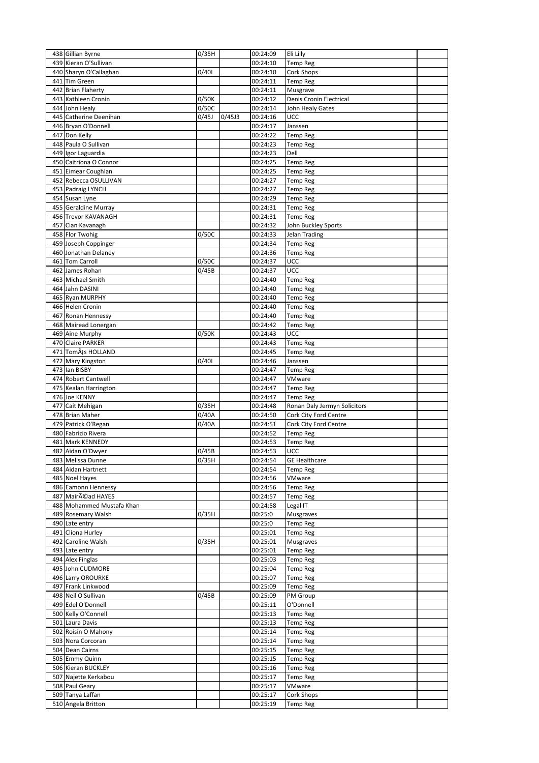| | | | | | | |
|---|---|---|---|---|---|---|
| 438 | Gillian Byrne | 0/35H | | 00:24:09 | Eli Lilly | |
| 439 | Kieran O'Sullivan | | | 00:24:10 | Temp Reg | |
| 440 | Sharyn O'Callaghan | 0/40I | | 00:24:10 | Cork Shops | |
| 441 | Tim Green | | | 00:24:11 | Temp Reg | |
| 442 | Brian Flaherty | | | 00:24:11 | Musgrave | |
| 443 | Kathleen Cronin | 0/50K | | 00:24:12 | Denis Cronin Electrical | |
| 444 | John Healy | 0/50C | | 00:24:14 | John Healy Gates | |
| 445 | Catherine Deenihan | 0/45J | 0/45J3 | 00:24:16 | UCC | |
| 446 | Bryan O'Donnell | | | 00:24:17 | Janssen | |
| 447 | Don Kelly | | | 00:24:22 | Temp Reg | |
| 448 | Paula O Sullivan | | | 00:24:23 | Temp Reg | |
| 449 | Igor Laguardia | | | 00:24:23 | Dell | |
| 450 | Caitriona O Connor | | | 00:24:25 | Temp Reg | |
| 451 | Eimear Coughlan | | | 00:24:25 | Temp Reg | |
| 452 | Rebecca OSULLIVAN | | | 00:24:27 | Temp Reg | |
| 453 | Padraig LYNCH | | | 00:24:27 | Temp Reg | |
| 454 | Susan Lyne | | | 00:24:29 | Temp Reg | |
| 455 | Geraldine Murray | | | 00:24:31 | Temp Reg | |
| 456 | Trevor KAVANAGH | | | 00:24:31 | Temp Reg | |
| 457 | Cian Kavanagh | | | 00:24:32 | John Buckley Sports | |
| 458 | Flor Twohig | 0/50C | | 00:24:33 | Jelan Trading | |
| 459 | Joseph Coppinger | | | 00:24:34 | Temp Reg | |
| 460 | Jonathan Delaney | | | 00:24:36 | Temp Reg | |
| 461 | Tom Carroll | 0/50C | | 00:24:37 | UCC | |
| 462 | James Rohan | 0/45B | | 00:24:37 | UCC | |
| 463 | Michael Smith | | | 00:24:40 | Temp Reg | |
| 464 | Jahn DASINI | | | 00:24:40 | Temp Reg | |
| 465 | Ryan MURPHY | | | 00:24:40 | Temp Reg | |
| 466 | Helen Cronin | | | 00:24:40 | Temp Reg | |
| 467 | Ronan Hennessy | | | 00:24:40 | Temp Reg | |
| 468 | Mairead Lonergan | | | 00:24:42 | Temp Reg | |
| 469 | Aine Murphy | 0/50K | | 00:24:43 | UCC | |
| 470 | Claire PARKER | | | 00:24:43 | Temp Reg | |
| 471 | TomÃ¡s HOLLAND | | | 00:24:45 | Temp Reg | |
| 472 | Mary Kingston | 0/40I | | 00:24:46 | Janssen | |
| 473 | Ian BISBY | | | 00:24:47 | Temp Reg | |
| 474 | Robert Cantwell | | | 00:24:47 | VMware | |
| 475 | Kealan Harrington | | | 00:24:47 | Temp Reg | |
| 476 | Joe KENNY | | | 00:24:47 | Temp Reg | |
| 477 | Cait Mehigan | 0/35H | | 00:24:48 | Ronan Daly Jermyn Solicitors | |
| 478 | Brian Maher | 0/40A | | 00:24:50 | Cork City Ford Centre | |
| 479 | Patrick O'Regan | 0/40A | | 00:24:51 | Cork City Ford Centre | |
| 480 | Fabrizio Rivera | | | 00:24:52 | Temp Reg | |
| 481 | Mark KENNEDY | | | 00:24:53 | Temp Reg | |
| 482 | Aidan O'Dwyer | 0/45B | | 00:24:53 | UCC | |
| 483 | Melissa Dunne | 0/35H | | 00:24:54 | GE Healthcare | |
| 484 | Aidan Hartnett | | | 00:24:54 | Temp Reg | |
| 485 | Noel Hayes | | | 00:24:56 | VMware | |
| 486 | Eamonn Hennessy | | | 00:24:56 | Temp Reg | |
| 487 | MairÃ©ad HAYES | | | 00:24:57 | Temp Reg | |
| 488 | Mohammed Mustafa Khan | | | 00:24:58 | Legal IT | |
| 489 | Rosemary Walsh | 0/35H | | 00:25:0 | Musgraves | |
| 490 | Late entry | | | 00:25:0 | Temp Reg | |
| 491 | Cliona Hurley | | | 00:25:01 | Temp Reg | |
| 492 | Caroline Walsh | 0/35H | | 00:25:01 | Musgraves | |
| 493 | Late entry | | | 00:25:01 | Temp Reg | |
| 494 | Alex Finglas | | | 00:25:03 | Temp Reg | |
| 495 | John CUDMORE | | | 00:25:04 | Temp Reg | |
| 496 | Larry OROURKE | | | 00:25:07 | Temp Reg | |
| 497 | Frank Linkwood | | | 00:25:09 | Temp Reg | |
| 498 | Neil O'Sullivan | 0/45B | | 00:25:09 | PM Group | |
| 499 | Edel O'Donnell | | | 00:25:11 | O'Donnell | |
| 500 | Kelly O'Connell | | | 00:25:13 | Temp Reg | |
| 501 | Laura Davis | | | 00:25:13 | Temp Reg | |
| 502 | Roisin O Mahony | | | 00:25:14 | Temp Reg | |
| 503 | Nora Corcoran | | | 00:25:14 | Temp Reg | |
| 504 | Dean Cairns | | | 00:25:15 | Temp Reg | |
| 505 | Emmy Quinn | | | 00:25:15 | Temp Reg | |
| 506 | Kieran BUCKLEY | | | 00:25:16 | Temp Reg | |
| 507 | Najette Kerkabou | | | 00:25:17 | Temp Reg | |
| 508 | Paul Geary | | | 00:25:17 | VMware | |
| 509 | Tanya Laffan | | | 00:25:17 | Cork Shops | |
| 510 | Angela Britton | | | 00:25:19 | Temp Reg | |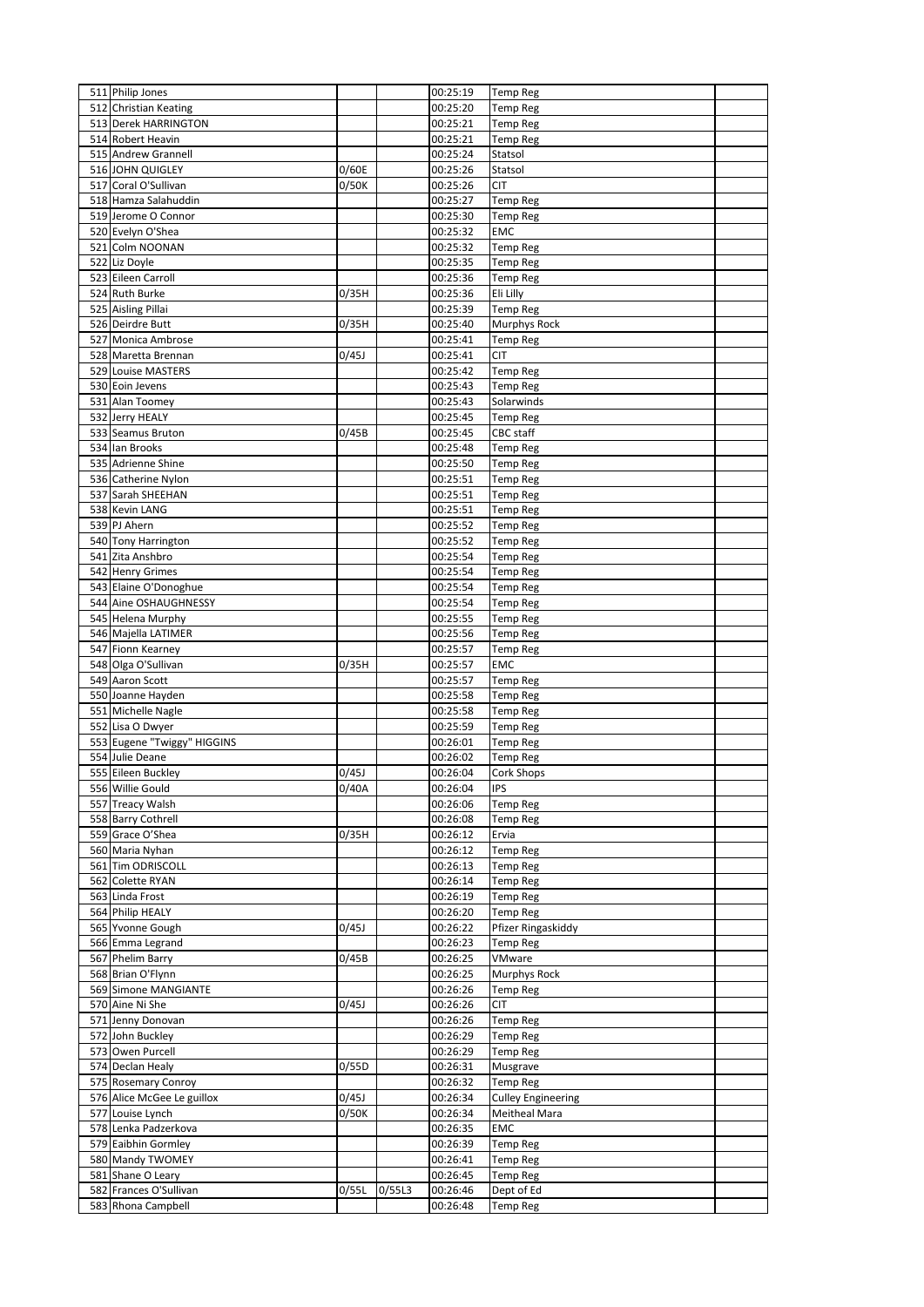| | | | | | | |
|---|---|---|---|---|---|---|
| 511 | Philip Jones | | | 00:25:19 | Temp Reg | |
| 512 | Christian Keating | | | 00:25:20 | Temp Reg | |
| 513 | Derek HARRINGTON | | | 00:25:21 | Temp Reg | |
| 514 | Robert Heavin | | | 00:25:21 | Temp Reg | |
| 515 | Andrew Grannell | | | 00:25:24 | Statsol | |
| 516 | JOHN QUIGLEY | 0/60E | | 00:25:26 | Statsol | |
| 517 | Coral O'Sullivan | 0/50K | | 00:25:26 | CIT | |
| 518 | Hamza Salahuddin | | | 00:25:27 | Temp Reg | |
| 519 | Jerome O Connor | | | 00:25:30 | Temp Reg | |
| 520 | Evelyn O'Shea | | | 00:25:32 | EMC | |
| 521 | Colm NOONAN | | | 00:25:32 | Temp Reg | |
| 522 | Liz Doyle | | | 00:25:35 | Temp Reg | |
| 523 | Eileen Carroll | | | 00:25:36 | Temp Reg | |
| 524 | Ruth Burke | 0/35H | | 00:25:36 | Eli Lilly | |
| 525 | Aisling Pillai | | | 00:25:39 | Temp Reg | |
| 526 | Deirdre Butt | 0/35H | | 00:25:40 | Murphys Rock | |
| 527 | Monica Ambrose | | | 00:25:41 | Temp Reg | |
| 528 | Maretta Brennan | 0/45J | | 00:25:41 | CIT | |
| 529 | Louise MASTERS | | | 00:25:42 | Temp Reg | |
| 530 | Eoin Jevens | | | 00:25:43 | Temp Reg | |
| 531 | Alan Toomey | | | 00:25:43 | Solarwinds | |
| 532 | Jerry HEALY | | | 00:25:45 | Temp Reg | |
| 533 | Seamus Bruton | 0/45B | | 00:25:45 | CBC staff | |
| 534 | Ian Brooks | | | 00:25:48 | Temp Reg | |
| 535 | Adrienne Shine | | | 00:25:50 | Temp Reg | |
| 536 | Catherine Nylon | | | 00:25:51 | Temp Reg | |
| 537 | Sarah SHEEHAN | | | 00:25:51 | Temp Reg | |
| 538 | Kevin LANG | | | 00:25:51 | Temp Reg | |
| 539 | PJ Ahern | | | 00:25:52 | Temp Reg | |
| 540 | Tony Harrington | | | 00:25:52 | Temp Reg | |
| 541 | Zita Anshbro | | | 00:25:54 | Temp Reg | |
| 542 | Henry Grimes | | | 00:25:54 | Temp Reg | |
| 543 | Elaine O'Donoghue | | | 00:25:54 | Temp Reg | |
| 544 | Aine OSHAUGHNESSY | | | 00:25:54 | Temp Reg | |
| 545 | Helena Murphy | | | 00:25:55 | Temp Reg | |
| 546 | Majella LATIMER | | | 00:25:56 | Temp Reg | |
| 547 | Fionn Kearney | | | 00:25:57 | Temp Reg | |
| 548 | Olga O'Sullivan | 0/35H | | 00:25:57 | EMC | |
| 549 | Aaron Scott | | | 00:25:57 | Temp Reg | |
| 550 | Joanne Hayden | | | 00:25:58 | Temp Reg | |
| 551 | Michelle Nagle | | | 00:25:58 | Temp Reg | |
| 552 | Lisa O Dwyer | | | 00:25:59 | Temp Reg | |
| 553 | Eugene "Twiggy" HIGGINS | | | 00:26:01 | Temp Reg | |
| 554 | Julie Deane | | | 00:26:02 | Temp Reg | |
| 555 | Eileen Buckley | 0/45J | | 00:26:04 | Cork Shops | |
| 556 | Willie Gould | 0/40A | | 00:26:04 | IPS | |
| 557 | Treacy Walsh | | | 00:26:06 | Temp Reg | |
| 558 | Barry Cothrell | | | 00:26:08 | Temp Reg | |
| 559 | Grace O'Shea | 0/35H | | 00:26:12 | Ervia | |
| 560 | Maria Nyhan | | | 00:26:12 | Temp Reg | |
| 561 | Tim ODRISCOLL | | | 00:26:13 | Temp Reg | |
| 562 | Colette RYAN | | | 00:26:14 | Temp Reg | |
| 563 | Linda Frost | | | 00:26:19 | Temp Reg | |
| 564 | Philip HEALY | | | 00:26:20 | Temp Reg | |
| 565 | Yvonne Gough | 0/45J | | 00:26:22 | Pfizer Ringaskiddy | |
| 566 | Emma Legrand | | | 00:26:23 | Temp Reg | |
| 567 | Phelim Barry | 0/45B | | 00:26:25 | VMware | |
| 568 | Brian O'Flynn | | | 00:26:25 | Murphys Rock | |
| 569 | Simone MANGIANTE | | | 00:26:26 | Temp Reg | |
| 570 | Aine Ni She | 0/45J | | 00:26:26 | CIT | |
| 571 | Jenny Donovan | | | 00:26:26 | Temp Reg | |
| 572 | John Buckley | | | 00:26:29 | Temp Reg | |
| 573 | Owen Purcell | | | 00:26:29 | Temp Reg | |
| 574 | Declan Healy | 0/55D | | 00:26:31 | Musgrave | |
| 575 | Rosemary Conroy | | | 00:26:32 | Temp Reg | |
| 576 | Alice McGee Le guillox | 0/45J | | 00:26:34 | Culley Engineering | |
| 577 | Louise Lynch | 0/50K | | 00:26:34 | Meitheal Mara | |
| 578 | Lenka Padzerkova | | | 00:26:35 | EMC | |
| 579 | Eaibhin Gormley | | | 00:26:39 | Temp Reg | |
| 580 | Mandy TWOMEY | | | 00:26:41 | Temp Reg | |
| 581 | Shane O Leary | | | 00:26:45 | Temp Reg | |
| 582 | Frances O'Sullivan | 0/55L | 0/55L3 | 00:26:46 | Dept of Ed | |
| 583 | Rhona Campbell | | | 00:26:48 | Temp Reg | |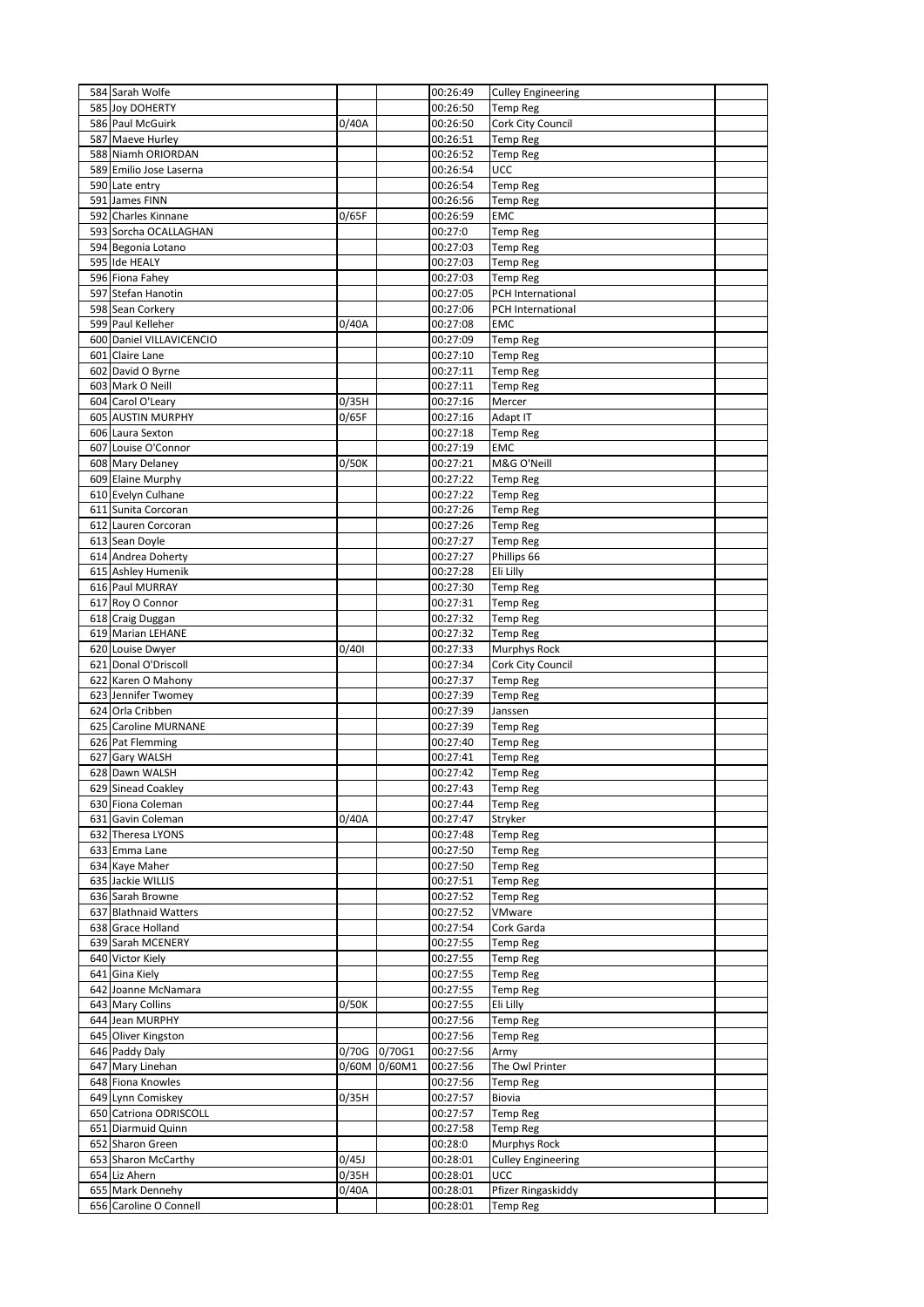| | | | | | | |
|---|---|---|---|---|---|---|
| 584 | Sarah Wolfe | | | 00:26:49 | Culley Engineering | |
| 585 | Joy DOHERTY | | | 00:26:50 | Temp Reg | |
| 586 | Paul McGuirk | 0/40A | | 00:26:50 | Cork City Council | |
| 587 | Maeve Hurley | | | 00:26:51 | Temp Reg | |
| 588 | Niamh ORIORDAN | | | 00:26:52 | Temp Reg | |
| 589 | Emilio Jose Laserna | | | 00:26:54 | UCC | |
| 590 | Late entry | | | 00:26:54 | Temp Reg | |
| 591 | James FINN | | | 00:26:56 | Temp Reg | |
| 592 | Charles Kinnane | 0/65F | | 00:26:59 | EMC | |
| 593 | Sorcha OCALLAGHAN | | | 00:27:0 | Temp Reg | |
| 594 | Begonia Lotano | | | 00:27:03 | Temp Reg | |
| 595 | Ide HEALY | | | 00:27:03 | Temp Reg | |
| 596 | Fiona Fahey | | | 00:27:03 | Temp Reg | |
| 597 | Stefan Hanotin | | | 00:27:05 | PCH International | |
| 598 | Sean Corkery | | | 00:27:06 | PCH International | |
| 599 | Paul Kelleher | 0/40A | | 00:27:08 | EMC | |
| 600 | Daniel VILLAVICENCIO | | | 00:27:09 | Temp Reg | |
| 601 | Claire Lane | | | 00:27:10 | Temp Reg | |
| 602 | David O Byrne | | | 00:27:11 | Temp Reg | |
| 603 | Mark O Neill | | | 00:27:11 | Temp Reg | |
| 604 | Carol O'Leary | 0/35H | | 00:27:16 | Mercer | |
| 605 | AUSTIN MURPHY | 0/65F | | 00:27:16 | Adapt IT | |
| 606 | Laura Sexton | | | 00:27:18 | Temp Reg | |
| 607 | Louise O'Connor | | | 00:27:19 | EMC | |
| 608 | Mary Delaney | 0/50K | | 00:27:21 | M&G O'Neill | |
| 609 | Elaine Murphy | | | 00:27:22 | Temp Reg | |
| 610 | Evelyn Culhane | | | 00:27:22 | Temp Reg | |
| 611 | Sunita Corcoran | | | 00:27:26 | Temp Reg | |
| 612 | Lauren Corcoran | | | 00:27:26 | Temp Reg | |
| 613 | Sean Doyle | | | 00:27:27 | Temp Reg | |
| 614 | Andrea Doherty | | | 00:27:27 | Phillips 66 | |
| 615 | Ashley Humenik | | | 00:27:28 | Eli Lilly | |
| 616 | Paul MURRAY | | | 00:27:30 | Temp Reg | |
| 617 | Roy O Connor | | | 00:27:31 | Temp Reg | |
| 618 | Craig Duggan | | | 00:27:32 | Temp Reg | |
| 619 | Marian LEHANE | | | 00:27:32 | Temp Reg | |
| 620 | Louise Dwyer | 0/40I | | 00:27:33 | Murphys Rock | |
| 621 | Donal O'Driscoll | | | 00:27:34 | Cork City Council | |
| 622 | Karen O Mahony | | | 00:27:37 | Temp Reg | |
| 623 | Jennifer Twomey | | | 00:27:39 | Temp Reg | |
| 624 | Orla Cribben | | | 00:27:39 | Janssen | |
| 625 | Caroline MURNANE | | | 00:27:39 | Temp Reg | |
| 626 | Pat Flemming | | | 00:27:40 | Temp Reg | |
| 627 | Gary WALSH | | | 00:27:41 | Temp Reg | |
| 628 | Dawn WALSH | | | 00:27:42 | Temp Reg | |
| 629 | Sinead Coakley | | | 00:27:43 | Temp Reg | |
| 630 | Fiona Coleman | | | 00:27:44 | Temp Reg | |
| 631 | Gavin Coleman | 0/40A | | 00:27:47 | Stryker | |
| 632 | Theresa LYONS | | | 00:27:48 | Temp Reg | |
| 633 | Emma Lane | | | 00:27:50 | Temp Reg | |
| 634 | Kaye Maher | | | 00:27:50 | Temp Reg | |
| 635 | Jackie WILLIS | | | 00:27:51 | Temp Reg | |
| 636 | Sarah Browne | | | 00:27:52 | Temp Reg | |
| 637 | Blathnaid Watters | | | 00:27:52 | VMware | |
| 638 | Grace Holland | | | 00:27:54 | Cork Garda | |
| 639 | Sarah MCENERY | | | 00:27:55 | Temp Reg | |
| 640 | Victor Kiely | | | 00:27:55 | Temp Reg | |
| 641 | Gina Kiely | | | 00:27:55 | Temp Reg | |
| 642 | Joanne McNamara | | | 00:27:55 | Temp Reg | |
| 643 | Mary Collins | 0/50K | | 00:27:55 | Eli Lilly | |
| 644 | Jean MURPHY | | | 00:27:56 | Temp Reg | |
| 645 | Oliver Kingston | | | 00:27:56 | Temp Reg | |
| 646 | Paddy Daly | 0/70G | 0/70G1 | 00:27:56 | Army | |
| 647 | Mary Linehan | 0/60M | 0/60M1 | 00:27:56 | The Owl Printer | |
| 648 | Fiona Knowles | | | 00:27:56 | Temp Reg | |
| 649 | Lynn Comiskey | 0/35H | | 00:27:57 | Biovia | |
| 650 | Catriona ODRISCOLL | | | 00:27:57 | Temp Reg | |
| 651 | Diarmuid Quinn | | | 00:27:58 | Temp Reg | |
| 652 | Sharon Green | | | 00:28:0 | Murphys Rock | |
| 653 | Sharon McCarthy | 0/45J | | 00:28:01 | Culley Engineering | |
| 654 | Liz Ahern | 0/35H | | 00:28:01 | UCC | |
| 655 | Mark Dennehy | 0/40A | | 00:28:01 | Pfizer Ringaskiddy | |
| 656 | Caroline O Connell | | | 00:28:01 | Temp Reg | |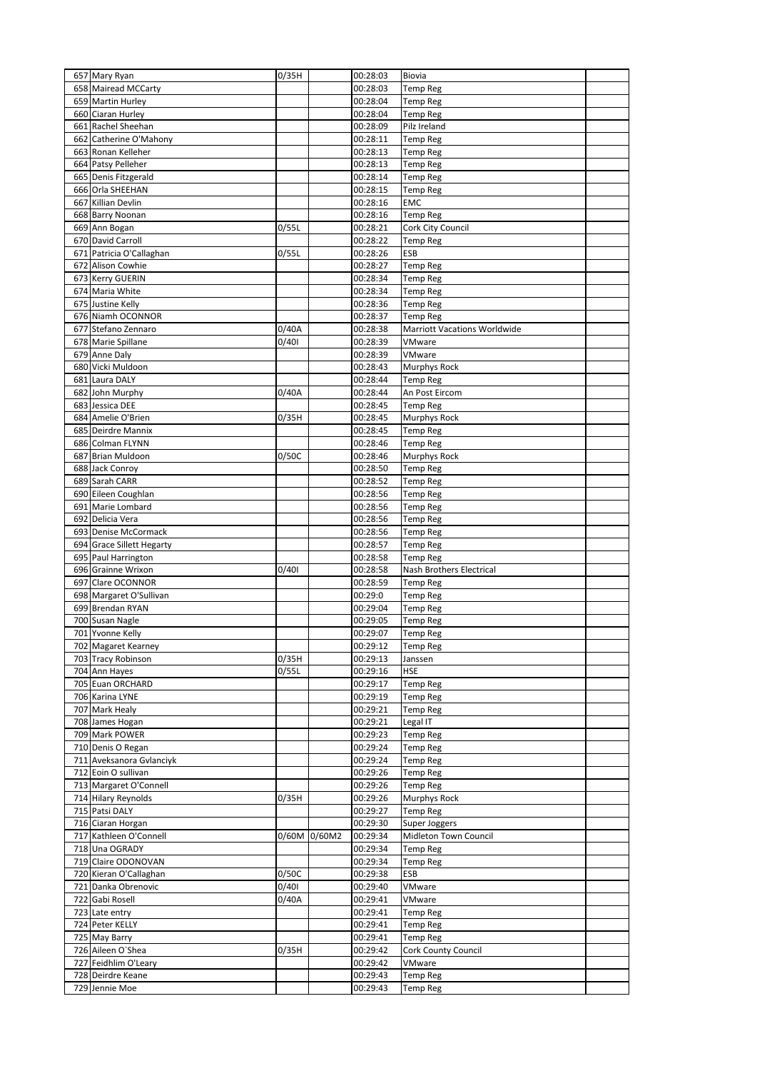| | | | | | | |
|---|---|---|---|---|---|---|
| 657 | Mary Ryan | 0/35H | | 00:28:03 | Biovia | |
| 658 | Mairead MCCarty | | | 00:28:03 | Temp Reg | |
| 659 | Martin Hurley | | | 00:28:04 | Temp Reg | |
| 660 | Ciaran Hurley | | | 00:28:04 | Temp Reg | |
| 661 | Rachel Sheehan | | | 00:28:09 | Pilz Ireland | |
| 662 | Catherine O'Mahony | | | 00:28:11 | Temp Reg | |
| 663 | Ronan Kelleher | | | 00:28:13 | Temp Reg | |
| 664 | Patsy Pelleher | | | 00:28:13 | Temp Reg | |
| 665 | Denis Fitzgerald | | | 00:28:14 | Temp Reg | |
| 666 | Orla SHEEHAN | | | 00:28:15 | Temp Reg | |
| 667 | Killian Devlin | | | 00:28:16 | EMC | |
| 668 | Barry Noonan | | | 00:28:16 | Temp Reg | |
| 669 | Ann Bogan | 0/55L | | 00:28:21 | Cork City Council | |
| 670 | David Carroll | | | 00:28:22 | Temp Reg | |
| 671 | Patricia O'Callaghan | 0/55L | | 00:28:26 | ESB | |
| 672 | Alison Cowhie | | | 00:28:27 | Temp Reg | |
| 673 | Kerry GUERIN | | | 00:28:34 | Temp Reg | |
| 674 | Maria White | | | 00:28:34 | Temp Reg | |
| 675 | Justine Kelly | | | 00:28:36 | Temp Reg | |
| 676 | Niamh OCONNOR | | | 00:28:37 | Temp Reg | |
| 677 | Stefano Zennaro | 0/40A | | 00:28:38 | Marriott Vacations Worldwide | |
| 678 | Marie Spillane | 0/40I | | 00:28:39 | VMware | |
| 679 | Anne Daly | | | 00:28:39 | VMware | |
| 680 | Vicki Muldoon | | | 00:28:43 | Murphys Rock | |
| 681 | Laura DALY | | | 00:28:44 | Temp Reg | |
| 682 | John Murphy | 0/40A | | 00:28:44 | An Post Eircom | |
| 683 | Jessica DEE | | | 00:28:45 | Temp Reg | |
| 684 | Amelie O'Brien | 0/35H | | 00:28:45 | Murphys Rock | |
| 685 | Deirdre Mannix | | | 00:28:45 | Temp Reg | |
| 686 | Colman FLYNN | | | 00:28:46 | Temp Reg | |
| 687 | Brian Muldoon | 0/50C | | 00:28:46 | Murphys Rock | |
| 688 | Jack Conroy | | | 00:28:50 | Temp Reg | |
| 689 | Sarah CARR | | | 00:28:52 | Temp Reg | |
| 690 | Eileen Coughlan | | | 00:28:56 | Temp Reg | |
| 691 | Marie Lombard | | | 00:28:56 | Temp Reg | |
| 692 | Delicia Vera | | | 00:28:56 | Temp Reg | |
| 693 | Denise McCormack | | | 00:28:56 | Temp Reg | |
| 694 | Grace Sillett Hegarty | | | 00:28:57 | Temp Reg | |
| 695 | Paul Harrington | | | 00:28:58 | Temp Reg | |
| 696 | Grainne Wrixon | 0/40I | | 00:28:58 | Nash Brothers Electrical | |
| 697 | Clare OCONNOR | | | 00:28:59 | Temp Reg | |
| 698 | Margaret O'Sullivan | | | 00:29:0 | Temp Reg | |
| 699 | Brendan RYAN | | | 00:29:04 | Temp Reg | |
| 700 | Susan Nagle | | | 00:29:05 | Temp Reg | |
| 701 | Yvonne Kelly | | | 00:29:07 | Temp Reg | |
| 702 | Magaret Kearney | | | 00:29:12 | Temp Reg | |
| 703 | Tracy Robinson | 0/35H | | 00:29:13 | Janssen | |
| 704 | Ann Hayes | 0/55L | | 00:29:16 | HSE | |
| 705 | Euan ORCHARD | | | 00:29:17 | Temp Reg | |
| 706 | Karina LYNE | | | 00:29:19 | Temp Reg | |
| 707 | Mark Healy | | | 00:29:21 | Temp Reg | |
| 708 | James Hogan | | | 00:29:21 | Legal IT | |
| 709 | Mark POWER | | | 00:29:23 | Temp Reg | |
| 710 | Denis O Regan | | | 00:29:24 | Temp Reg | |
| 711 | Aveksanora Gvlanciyk | | | 00:29:24 | Temp Reg | |
| 712 | Eoin O sullivan | | | 00:29:26 | Temp Reg | |
| 713 | Margaret O'Connell | | | 00:29:26 | Temp Reg | |
| 714 | Hilary Reynolds | 0/35H | | 00:29:26 | Murphys Rock | |
| 715 | Patsi DALY | | | 00:29:27 | Temp Reg | |
| 716 | Ciaran Horgan | | | 00:29:30 | Super Joggers | |
| 717 | Kathleen O'Connell | 0/60M | 0/60M2 | 00:29:34 | Midleton Town Council | |
| 718 | Una OGRADY | | | 00:29:34 | Temp Reg | |
| 719 | Claire ODONOVAN | | | 00:29:34 | Temp Reg | |
| 720 | Kieran O'Callaghan | 0/50C | | 00:29:38 | ESB | |
| 721 | Danka Obrenovic | 0/40I | | 00:29:40 | VMware | |
| 722 | Gabi Rosell | 0/40A | | 00:29:41 | VMware | |
| 723 | Late entry | | | 00:29:41 | Temp Reg | |
| 724 | Peter KELLY | | | 00:29:41 | Temp Reg | |
| 725 | May Barry | | | 00:29:41 | Temp Reg | |
| 726 | Aileen O`Shea | 0/35H | | 00:29:42 | Cork County Council | |
| 727 | Feidhlim O'Leary | | | 00:29:42 | VMware | |
| 728 | Deirdre Keane | | | 00:29:43 | Temp Reg | |
| 729 | Jennie Moe | | | 00:29:43 | Temp Reg | |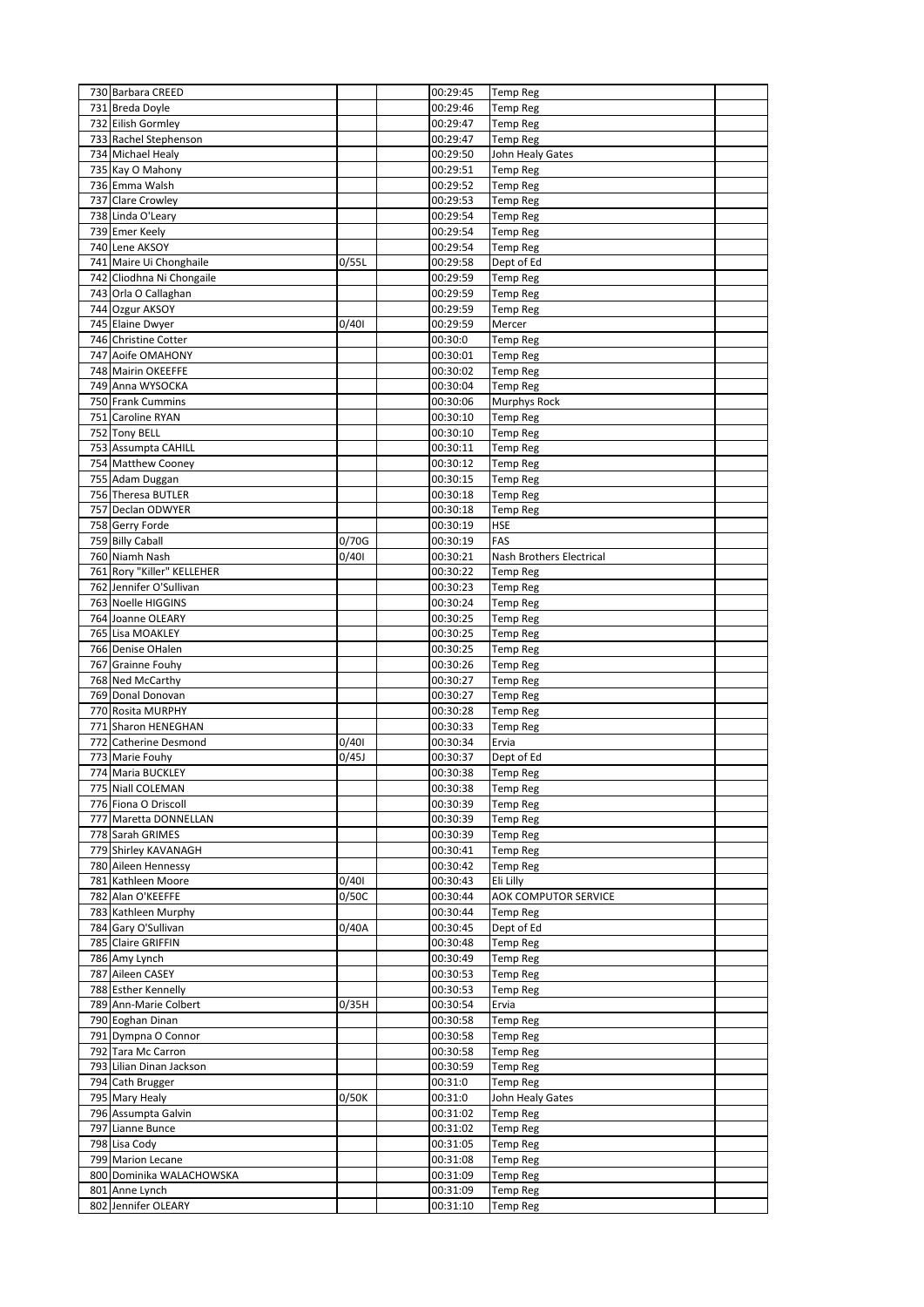| | | | | | | |
|---|---|---|---|---|---|---|
| 730 | Barbara CREED | | | 00:29:45 | Temp Reg | |
| 731 | Breda Doyle | | | 00:29:46 | Temp Reg | |
| 732 | Eilish Gormley | | | 00:29:47 | Temp Reg | |
| 733 | Rachel Stephenson | | | 00:29:47 | Temp Reg | |
| 734 | Michael Healy | | | 00:29:50 | John Healy Gates | |
| 735 | Kay O Mahony | | | 00:29:51 | Temp Reg | |
| 736 | Emma Walsh | | | 00:29:52 | Temp Reg | |
| 737 | Clare Crowley | | | 00:29:53 | Temp Reg | |
| 738 | Linda O'Leary | | | 00:29:54 | Temp Reg | |
| 739 | Emer Keely | | | 00:29:54 | Temp Reg | |
| 740 | Lene AKSOY | | | 00:29:54 | Temp Reg | |
| 741 | Maire Ui Chonghaile | 0/55L | | 00:29:58 | Dept of Ed | |
| 742 | Cliodhna Ni Chongaile | | | 00:29:59 | Temp Reg | |
| 743 | Orla O Callaghan | | | 00:29:59 | Temp Reg | |
| 744 | Ozgur AKSOY | | | 00:29:59 | Temp Reg | |
| 745 | Elaine Dwyer | 0/40I | | 00:29:59 | Mercer | |
| 746 | Christine Cotter | | | 00:30:0 | Temp Reg | |
| 747 | Aoife OMAHONY | | | 00:30:01 | Temp Reg | |
| 748 | Mairin OKEEFFE | | | 00:30:02 | Temp Reg | |
| 749 | Anna WYSOCKA | | | 00:30:04 | Temp Reg | |
| 750 | Frank Cummins | | | 00:30:06 | Murphys Rock | |
| 751 | Caroline RYAN | | | 00:30:10 | Temp Reg | |
| 752 | Tony BELL | | | 00:30:10 | Temp Reg | |
| 753 | Assumpta CAHILL | | | 00:30:11 | Temp Reg | |
| 754 | Matthew Cooney | | | 00:30:12 | Temp Reg | |
| 755 | Adam Duggan | | | 00:30:15 | Temp Reg | |
| 756 | Theresa BUTLER | | | 00:30:18 | Temp Reg | |
| 757 | Declan ODWYER | | | 00:30:18 | Temp Reg | |
| 758 | Gerry Forde | | | 00:30:19 | HSE | |
| 759 | Billy Caball | 0/70G | | 00:30:19 | FAS | |
| 760 | Niamh Nash | 0/40I | | 00:30:21 | Nash Brothers Electrical | |
| 761 | Rory "Killer" KELLEHER | | | 00:30:22 | Temp Reg | |
| 762 | Jennifer O'Sullivan | | | 00:30:23 | Temp Reg | |
| 763 | Noelle HIGGINS | | | 00:30:24 | Temp Reg | |
| 764 | Joanne OLEARY | | | 00:30:25 | Temp Reg | |
| 765 | Lisa MOAKLEY | | | 00:30:25 | Temp Reg | |
| 766 | Denise OHalen | | | 00:30:25 | Temp Reg | |
| 767 | Grainne Fouhy | | | 00:30:26 | Temp Reg | |
| 768 | Ned McCarthy | | | 00:30:27 | Temp Reg | |
| 769 | Donal Donovan | | | 00:30:27 | Temp Reg | |
| 770 | Rosita MURPHY | | | 00:30:28 | Temp Reg | |
| 771 | Sharon HENEGHAN | | | 00:30:33 | Temp Reg | |
| 772 | Catherine Desmond | 0/40I | | 00:30:34 | Ervia | |
| 773 | Marie Fouhy | 0/45J | | 00:30:37 | Dept of Ed | |
| 774 | Maria BUCKLEY | | | 00:30:38 | Temp Reg | |
| 775 | Niall COLEMAN | | | 00:30:38 | Temp Reg | |
| 776 | Fiona O Driscoll | | | 00:30:39 | Temp Reg | |
| 777 | Maretta DONNELLAN | | | 00:30:39 | Temp Reg | |
| 778 | Sarah GRIMES | | | 00:30:39 | Temp Reg | |
| 779 | Shirley KAVANAGH | | | 00:30:41 | Temp Reg | |
| 780 | Aileen Hennessy | | | 00:30:42 | Temp Reg | |
| 781 | Kathleen Moore | 0/40I | | 00:30:43 | Eli Lilly | |
| 782 | Alan O'KEEFFE | 0/50C | | 00:30:44 | AOK COMPUTOR SERVICE | |
| 783 | Kathleen Murphy | | | 00:30:44 | Temp Reg | |
| 784 | Gary O'Sullivan | 0/40A | | 00:30:45 | Dept of Ed | |
| 785 | Claire GRIFFIN | | | 00:30:48 | Temp Reg | |
| 786 | Amy Lynch | | | 00:30:49 | Temp Reg | |
| 787 | Aileen CASEY | | | 00:30:53 | Temp Reg | |
| 788 | Esther Kennelly | | | 00:30:53 | Temp Reg | |
| 789 | Ann-Marie Colbert | 0/35H | | 00:30:54 | Ervia | |
| 790 | Eoghan Dinan | | | 00:30:58 | Temp Reg | |
| 791 | Dympna O Connor | | | 00:30:58 | Temp Reg | |
| 792 | Tara Mc Carron | | | 00:30:58 | Temp Reg | |
| 793 | Lilian Dinan Jackson | | | 00:30:59 | Temp Reg | |
| 794 | Cath Brugger | | | 00:31:0 | Temp Reg | |
| 795 | Mary Healy | 0/50K | | 00:31:0 | John Healy Gates | |
| 796 | Assumpta Galvin | | | 00:31:02 | Temp Reg | |
| 797 | Lianne Bunce | | | 00:31:02 | Temp Reg | |
| 798 | Lisa Cody | | | 00:31:05 | Temp Reg | |
| 799 | Marion Lecane | | | 00:31:08 | Temp Reg | |
| 800 | Dominika WALACHOWSKA | | | 00:31:09 | Temp Reg | |
| 801 | Anne Lynch | | | 00:31:09 | Temp Reg | |
| 802 | Jennifer OLEARY | | | 00:31:10 | Temp Reg | |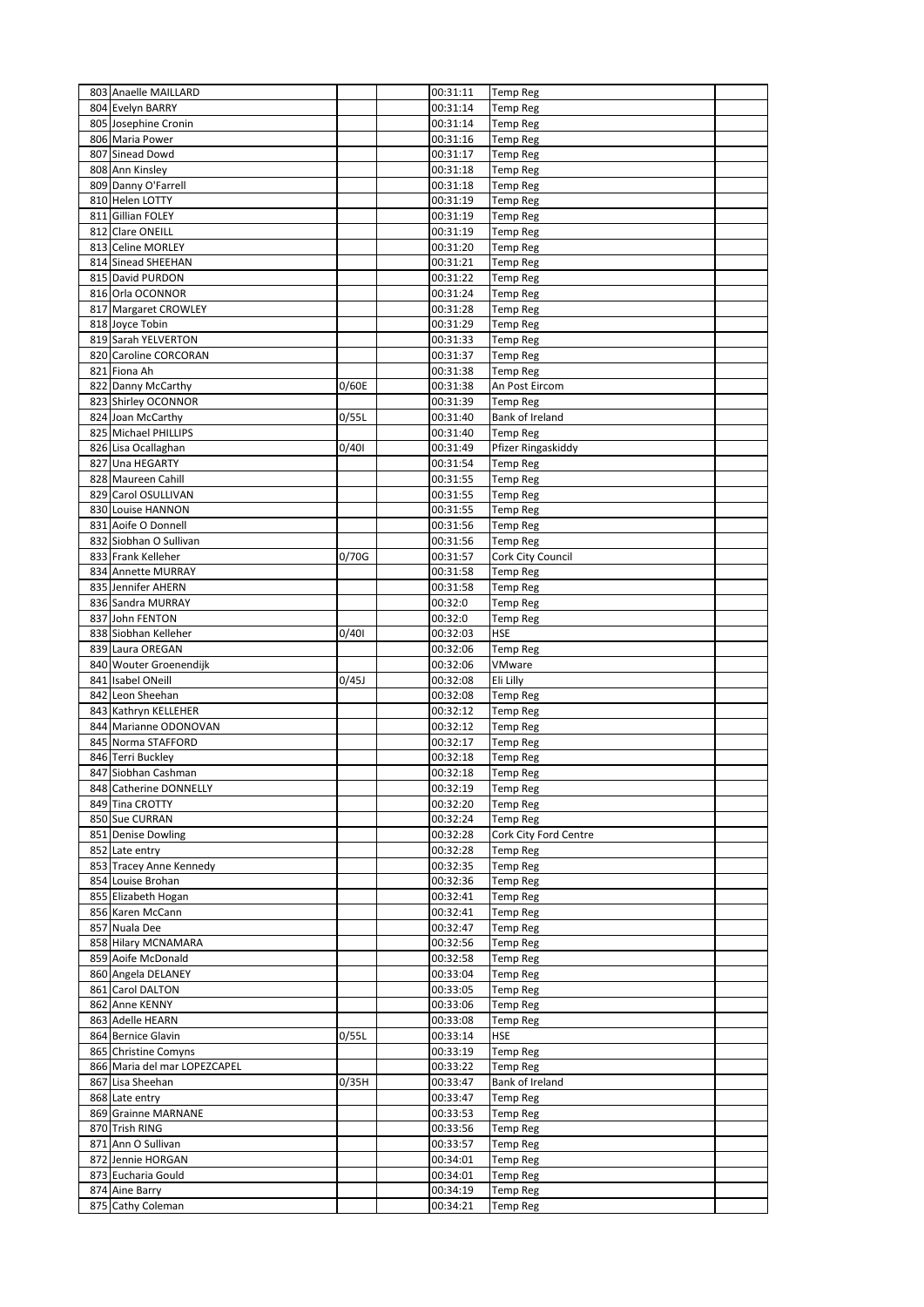| | | | | | | |
|---|---|---|---|---|---|---|
| 803 | Anaelle MAILLARD | | | 00:31:11 | Temp Reg | |
| 804 | Evelyn BARRY | | | 00:31:14 | Temp Reg | |
| 805 | Josephine Cronin | | | 00:31:14 | Temp Reg | |
| 806 | Maria Power | | | 00:31:16 | Temp Reg | |
| 807 | Sinead Dowd | | | 00:31:17 | Temp Reg | |
| 808 | Ann Kinsley | | | 00:31:18 | Temp Reg | |
| 809 | Danny O'Farrell | | | 00:31:18 | Temp Reg | |
| 810 | Helen LOTTY | | | 00:31:19 | Temp Reg | |
| 811 | Gillian FOLEY | | | 00:31:19 | Temp Reg | |
| 812 | Clare ONEILL | | | 00:31:19 | Temp Reg | |
| 813 | Celine MORLEY | | | 00:31:20 | Temp Reg | |
| 814 | Sinead SHEEHAN | | | 00:31:21 | Temp Reg | |
| 815 | David PURDON | | | 00:31:22 | Temp Reg | |
| 816 | Orla OCONNOR | | | 00:31:24 | Temp Reg | |
| 817 | Margaret CROWLEY | | | 00:31:28 | Temp Reg | |
| 818 | Joyce Tobin | | | 00:31:29 | Temp Reg | |
| 819 | Sarah YELVERTON | | | 00:31:33 | Temp Reg | |
| 820 | Caroline CORCORAN | | | 00:31:37 | Temp Reg | |
| 821 | Fiona Ah | | | 00:31:38 | Temp Reg | |
| 822 | Danny McCarthy | 0/60E | | 00:31:38 | An Post Eircom | |
| 823 | Shirley OCONNOR | | | 00:31:39 | Temp Reg | |
| 824 | Joan McCarthy | 0/55L | | 00:31:40 | Bank of Ireland | |
| 825 | Michael PHILLIPS | | | 00:31:40 | Temp Reg | |
| 826 | Lisa Ocallaghan | 0/40I | | 00:31:49 | Pfizer Ringaskiddy | |
| 827 | Una HEGARTY | | | 00:31:54 | Temp Reg | |
| 828 | Maureen Cahill | | | 00:31:55 | Temp Reg | |
| 829 | Carol OSULLIVAN | | | 00:31:55 | Temp Reg | |
| 830 | Louise HANNON | | | 00:31:55 | Temp Reg | |
| 831 | Aoife O Donnell | | | 00:31:56 | Temp Reg | |
| 832 | Siobhan O Sullivan | | | 00:31:56 | Temp Reg | |
| 833 | Frank Kelleher | 0/70G | | 00:31:57 | Cork City Council | |
| 834 | Annette MURRAY | | | 00:31:58 | Temp Reg | |
| 835 | Jennifer AHERN | | | 00:31:58 | Temp Reg | |
| 836 | Sandra MURRAY | | | 00:32:0 | Temp Reg | |
| 837 | John FENTON | | | 00:32:0 | Temp Reg | |
| 838 | Siobhan Kelleher | 0/40I | | 00:32:03 | HSE | |
| 839 | Laura OREGAN | | | 00:32:06 | Temp Reg | |
| 840 | Wouter Groenendijk | | | 00:32:06 | VMware | |
| 841 | Isabel ONeill | 0/45J | | 00:32:08 | Eli Lilly | |
| 842 | Leon Sheehan | | | 00:32:08 | Temp Reg | |
| 843 | Kathryn KELLEHER | | | 00:32:12 | Temp Reg | |
| 844 | Marianne ODONOVAN | | | 00:32:12 | Temp Reg | |
| 845 | Norma STAFFORD | | | 00:32:17 | Temp Reg | |
| 846 | Terri Buckley | | | 00:32:18 | Temp Reg | |
| 847 | Siobhan Cashman | | | 00:32:18 | Temp Reg | |
| 848 | Catherine DONNELLY | | | 00:32:19 | Temp Reg | |
| 849 | Tina CROTTY | | | 00:32:20 | Temp Reg | |
| 850 | Sue CURRAN | | | 00:32:24 | Temp Reg | |
| 851 | Denise Dowling | | | 00:32:28 | Cork City Ford Centre | |
| 852 | Late entry | | | 00:32:28 | Temp Reg | |
| 853 | Tracey Anne Kennedy | | | 00:32:35 | Temp Reg | |
| 854 | Louise Brohan | | | 00:32:36 | Temp Reg | |
| 855 | Elizabeth Hogan | | | 00:32:41 | Temp Reg | |
| 856 | Karen McCann | | | 00:32:41 | Temp Reg | |
| 857 | Nuala Dee | | | 00:32:47 | Temp Reg | |
| 858 | Hilary MCNAMARA | | | 00:32:56 | Temp Reg | |
| 859 | Aoife McDonald | | | 00:32:58 | Temp Reg | |
| 860 | Angela DELANEY | | | 00:33:04 | Temp Reg | |
| 861 | Carol DALTON | | | 00:33:05 | Temp Reg | |
| 862 | Anne KENNY | | | 00:33:06 | Temp Reg | |
| 863 | Adelle HEARN | | | 00:33:08 | Temp Reg | |
| 864 | Bernice Glavin | 0/55L | | 00:33:14 | HSE | |
| 865 | Christine Comyns | | | 00:33:19 | Temp Reg | |
| 866 | Maria del mar LOPEZCAPEL | | | 00:33:22 | Temp Reg | |
| 867 | Lisa Sheehan | 0/35H | | 00:33:47 | Bank of Ireland | |
| 868 | Late entry | | | 00:33:47 | Temp Reg | |
| 869 | Grainne MARNANE | | | 00:33:53 | Temp Reg | |
| 870 | Trish RING | | | 00:33:56 | Temp Reg | |
| 871 | Ann O Sullivan | | | 00:33:57 | Temp Reg | |
| 872 | Jennie HORGAN | | | 00:34:01 | Temp Reg | |
| 873 | Eucharia Gould | | | 00:34:01 | Temp Reg | |
| 874 | Aine Barry | | | 00:34:19 | Temp Reg | |
| 875 | Cathy Coleman | | | 00:34:21 | Temp Reg | |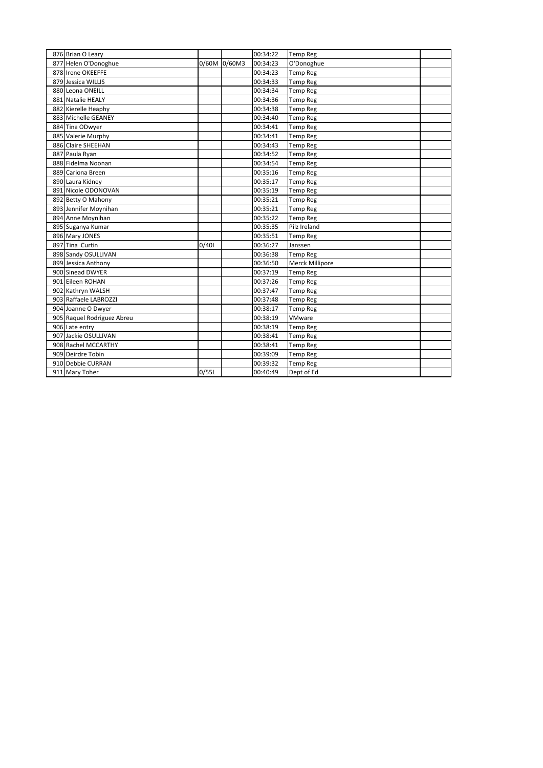| | | | | | | |
|---|---|---|---|---|---|---|
| 876 | Brian O Leary | | | 00:34:22 | Temp Reg | |
| 877 | Helen O'Donoghue | 0/60M | 0/60M3 | 00:34:23 | O'Donoghue | |
| 878 | Irene OKEEFFE | | | 00:34:23 | Temp Reg | |
| 879 | Jessica WILLIS | | | 00:34:33 | Temp Reg | |
| 880 | Leona ONEILL | | | 00:34:34 | Temp Reg | |
| 881 | Natalie HEALY | | | 00:34:36 | Temp Reg | |
| 882 | Kierelle Heaphy | | | 00:34:38 | Temp Reg | |
| 883 | Michelle GEANEY | | | 00:34:40 | Temp Reg | |
| 884 | Tina ODwyer | | | 00:34:41 | Temp Reg | |
| 885 | Valerie Murphy | | | 00:34:41 | Temp Reg | |
| 886 | Claire SHEEHAN | | | 00:34:43 | Temp Reg | |
| 887 | Paula Ryan | | | 00:34:52 | Temp Reg | |
| 888 | Fidelma Noonan | | | 00:34:54 | Temp Reg | |
| 889 | Cariona Breen | | | 00:35:16 | Temp Reg | |
| 890 | Laura Kidney | | | 00:35:17 | Temp Reg | |
| 891 | Nicole ODONOVAN | | | 00:35:19 | Temp Reg | |
| 892 | Betty O Mahony | | | 00:35:21 | Temp Reg | |
| 893 | Jennifer Moynihan | | | 00:35:21 | Temp Reg | |
| 894 | Anne Moynihan | | | 00:35:22 | Temp Reg | |
| 895 | Suganya Kumar | | | 00:35:35 | Pilz Ireland | |
| 896 | Mary JONES | | | 00:35:51 | Temp Reg | |
| 897 | Tina Curtin | 0/40I | | 00:36:27 | Janssen | |
| 898 | Sandy OSULLIVAN | | | 00:36:38 | Temp Reg | |
| 899 | Jessica Anthony | | | 00:36:50 | Merck Millipore | |
| 900 | Sinead DWYER | | | 00:37:19 | Temp Reg | |
| 901 | Eileen ROHAN | | | 00:37:26 | Temp Reg | |
| 902 | Kathryn WALSH | | | 00:37:47 | Temp Reg | |
| 903 | Raffaele LABROZZI | | | 00:37:48 | Temp Reg | |
| 904 | Joanne O Dwyer | | | 00:38:17 | Temp Reg | |
| 905 | Raquel Rodriguez Abreu | | | 00:38:19 | VMware | |
| 906 | Late entry | | | 00:38:19 | Temp Reg | |
| 907 | Jackie OSULLIVAN | | | 00:38:41 | Temp Reg | |
| 908 | Rachel MCCARTHY | | | 00:38:41 | Temp Reg | |
| 909 | Deirdre Tobin | | | 00:39:09 | Temp Reg | |
| 910 | Debbie CURRAN | | | 00:39:32 | Temp Reg | |
| 911 | Mary Toher | 0/55L | | 00:40:49 | Dept of Ed | |